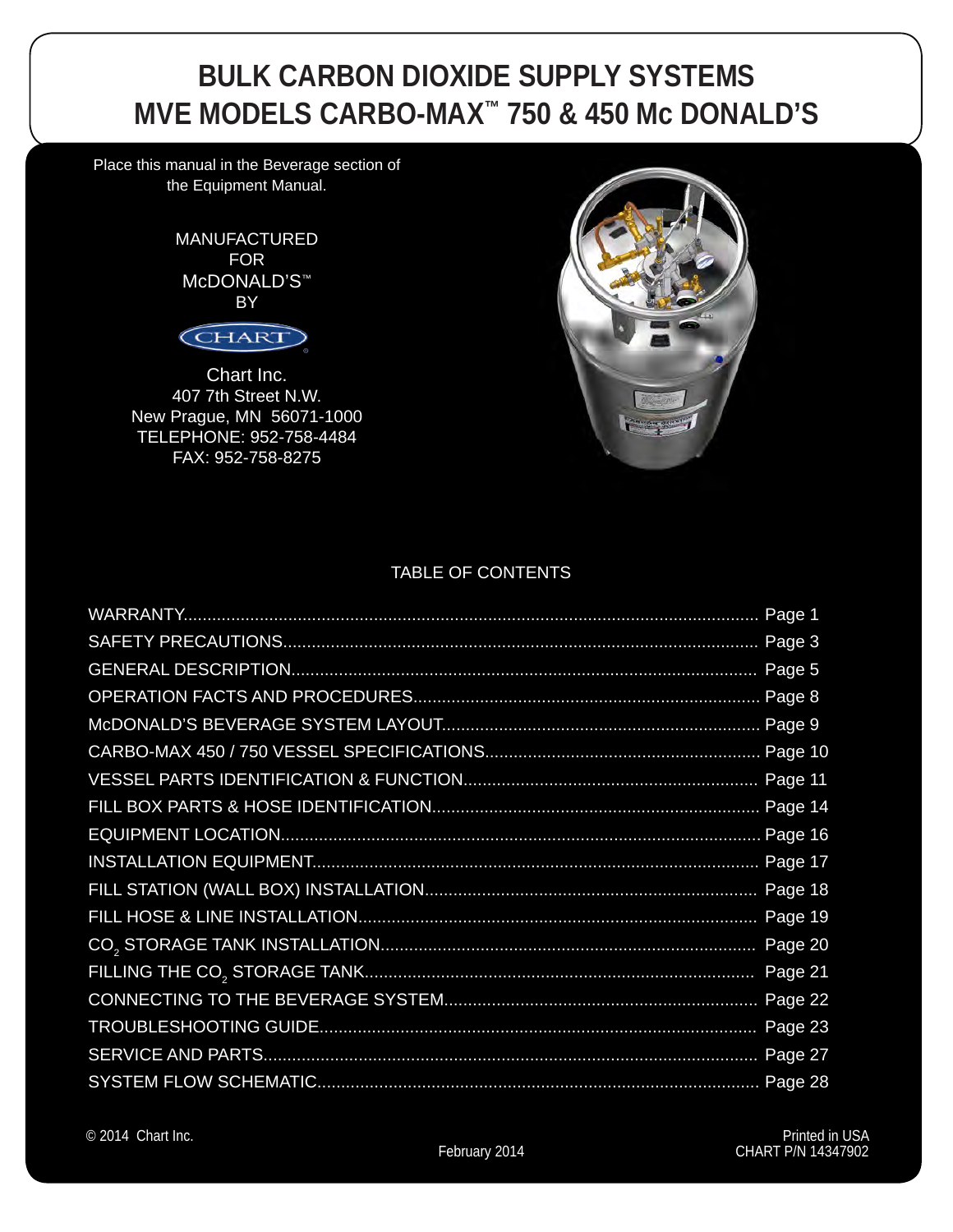# BULK CARBON DIOXIDE SUPPLY SYSTEMS
# MVE MODELS CARBO-MAX™ 750 & 450 Mc DONALD'S

Place this manual in the Beverage section of the Equipment Manual.

MANUFACTURED
FOR
McDONALD'S™
BY

CHART

Chart Inc.
407 7th Street N.W.
New Prague, MN 56071-1000
TELEPHONE: 952-758-4484
FAX: 952-758-8275

## TABLE OF CONTENTS

| | |
|---|---|
| WARRANTY | Page 1 |
| SAFETY PRECAUTIONS | Page 3 |
| GENERAL DESCRIPTION | Page 5 |
| OPERATION FACTS AND PROCEDURES | Page 8 |
| McDONALD'S BEVERAGE SYSTEM LAYOUT | Page 9 |
| CARBO-MAX 450 / 750 VESSEL SPECIFICATIONS | Page 10 |
| VESSEL PARTS IDENTIFICATION & FUNCTION | Page 11 |
| FILL BOX PARTS & HOSE IDENTIFICATION | Page 14 |
| EQUIPMENT LOCATION | Page 16 |
| INSTALLATION EQUIPMENT | Page 17 |
| FILL STATION (WALL BOX) INSTALLATION | Page 18 |
| FILL HOSE & LINE INSTALLATION | Page 19 |
| $CO_2$ STORAGE TANK INSTALLATION | Page 20 |
| FILLING THE $CO_2$ STORAGE TANK | Page 21 |
| CONNECTING TO THE BEVERAGE SYSTEM | Page 22 |
| TROUBLESHOOTING GUIDE | Page 23 |
| SERVICE AND PARTS | Page 27 |
| SYSTEM FLOW SCHEMATIC | Page 28 |

© 2014 Chart Inc.

February 2014

Printed in USA
CHART P/N 14347902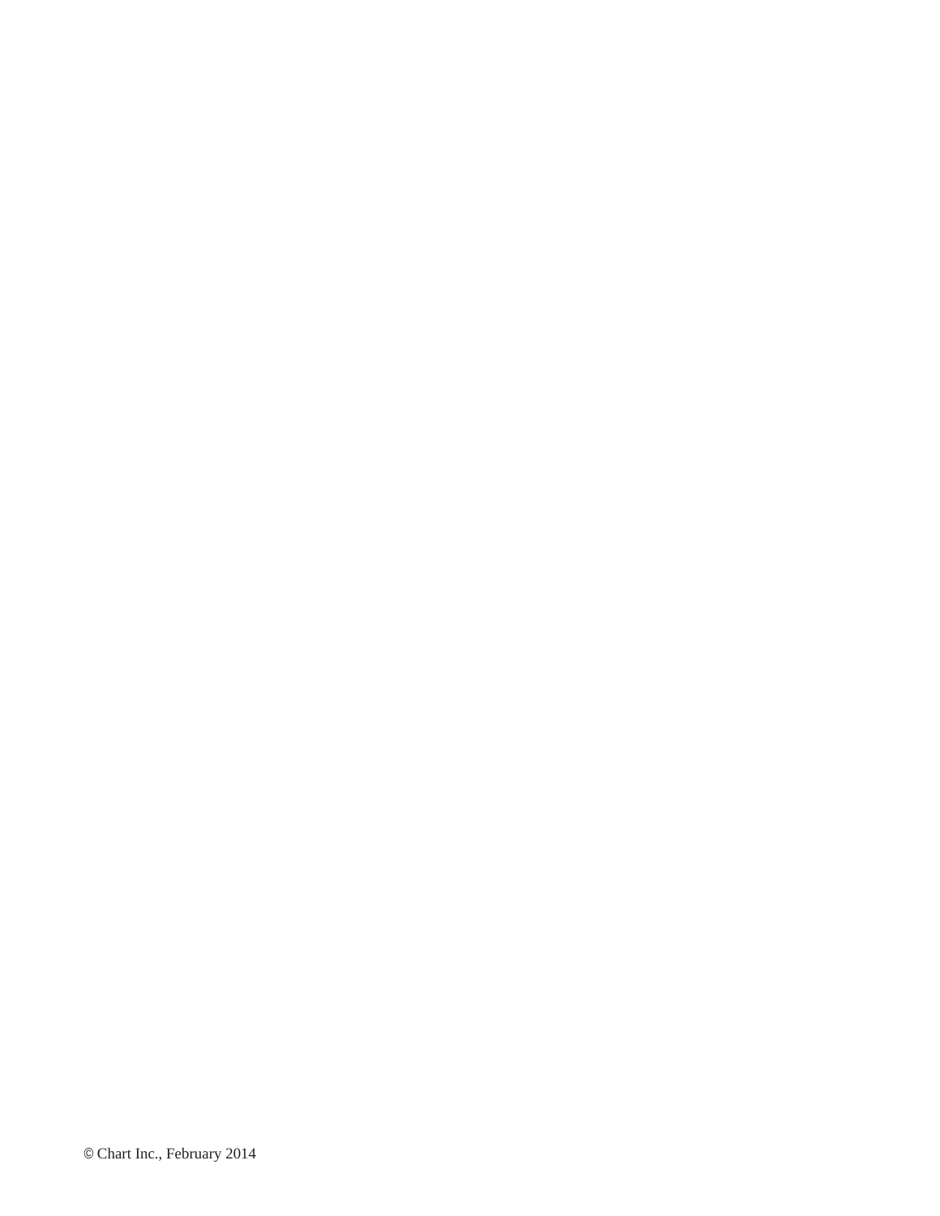© Chart Inc., February 2014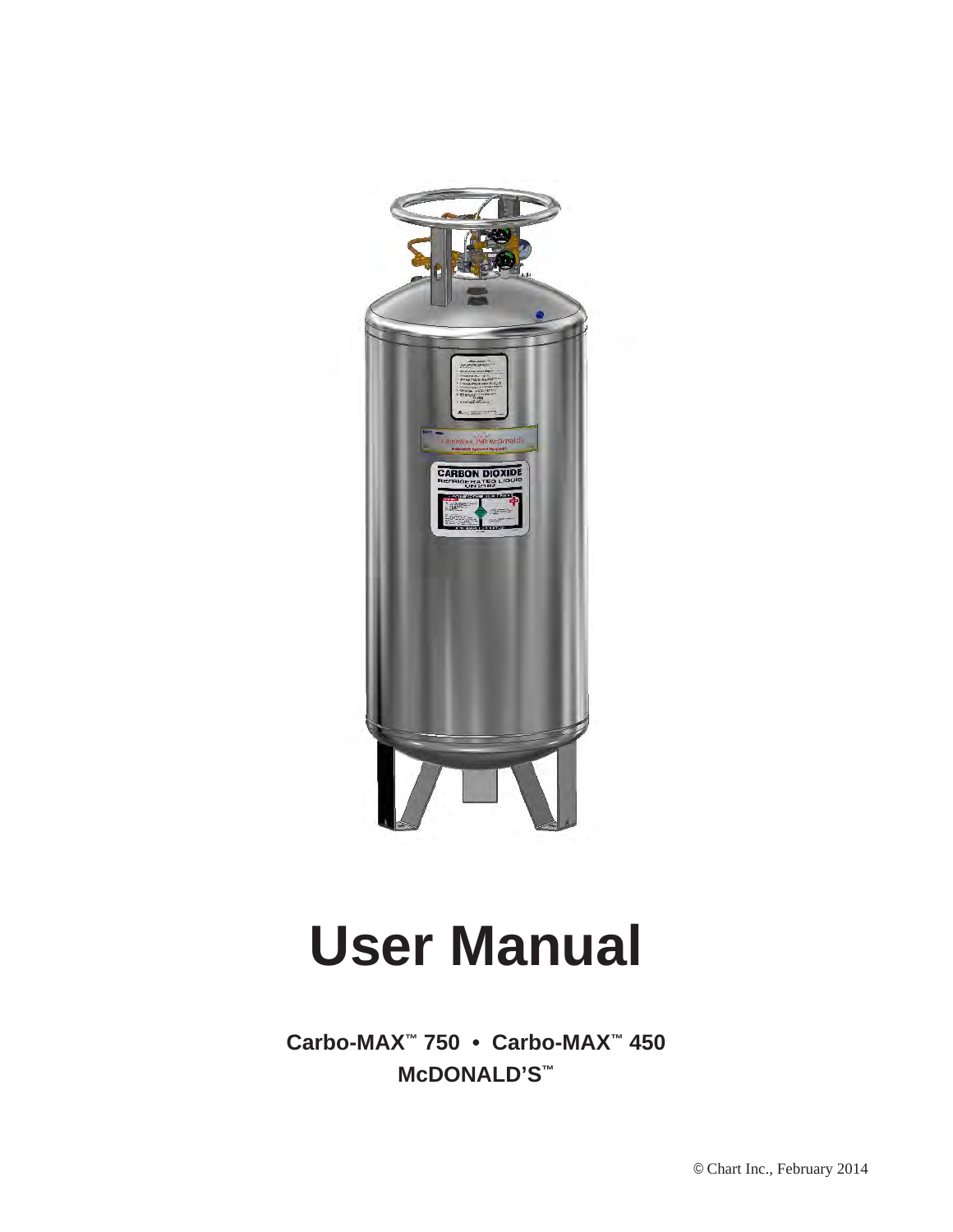# User Manual

**Carbo-MAX™ 750 • Carbo-MAX™ 450**
**McDONALD'S™**

© Chart Inc., February 2014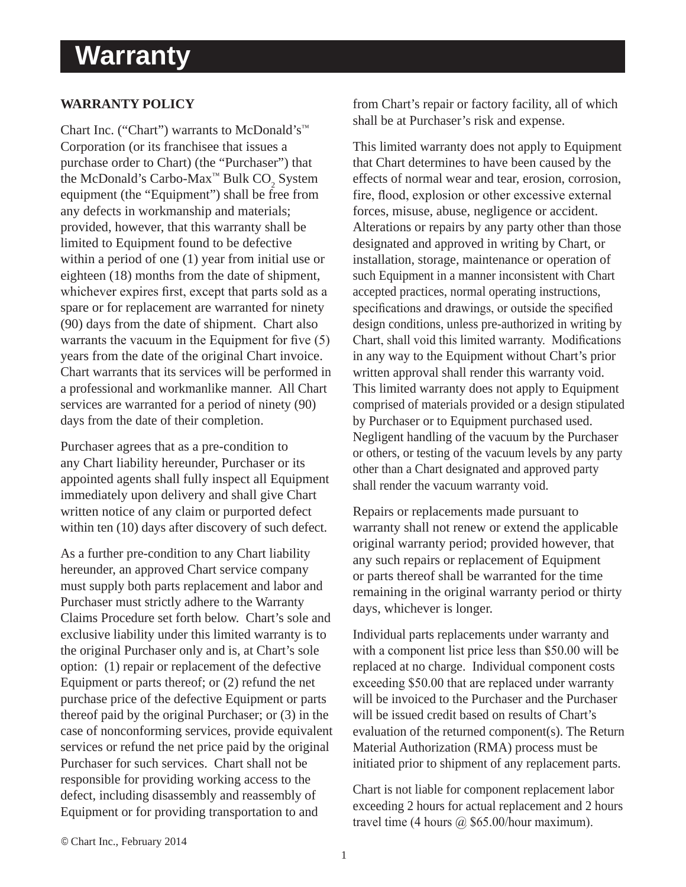# Warranty

**WARRANTY POLICY**

Chart Inc. ("Chart") warrants to McDonald's™ Corporation (or its franchisee that issues a purchase order to Chart) (the "Purchaser") that the McDonald's Carbo-Max™ Bulk $CO_2$ System equipment (the "Equipment") shall be free from any defects in workmanship and materials; provided, however, that this warranty shall be limited to Equipment found to be defective within a period of one (1) year from initial use or eighteen (18) months from the date of shipment, whichever expires first, except that parts sold as a spare or for replacement are warranted for ninety (90) days from the date of shipment. Chart also warrants the vacuum in the Equipment for five (5) years from the date of the original Chart invoice. Chart warrants that its services will be performed in a professional and workmanlike manner. All Chart services are warranted for a period of ninety (90) days from the date of their completion.

Purchaser agrees that as a pre-condition to any Chart liability hereunder, Purchaser or its appointed agents shall fully inspect all Equipment immediately upon delivery and shall give Chart written notice of any claim or purported defect within ten (10) days after discovery of such defect.

As a further pre-condition to any Chart liability hereunder, an approved Chart service company must supply both parts replacement and labor and Purchaser must strictly adhere to the Warranty Claims Procedure set forth below. Chart's sole and exclusive liability under this limited warranty is to the original Purchaser only and is, at Chart's sole option: (1) repair or replacement of the defective Equipment or parts thereof; or (2) refund the net purchase price of the defective Equipment or parts thereof paid by the original Purchaser; or (3) in the case of nonconforming services, provide equivalent services or refund the net price paid by the original Purchaser for such services. Chart shall not be responsible for providing working access to the defect, including disassembly and reassembly of Equipment or for providing transportation to and from Chart's repair or factory facility, all of which shall be at Purchaser's risk and expense.

This limited warranty does not apply to Equipment that Chart determines to have been caused by the effects of normal wear and tear, erosion, corrosion, fire, flood, explosion or other excessive external forces, misuse, abuse, negligence or accident. Alterations or repairs by any party other than those designated and approved in writing by Chart, or installation, storage, maintenance or operation of such Equipment in a manner inconsistent with Chart accepted practices, normal operating instructions, specifications and drawings, or outside the specified design conditions, unless pre-authorized in writing by Chart, shall void this limited warranty. Modifications in any way to the Equipment without Chart's prior written approval shall render this warranty void. This limited warranty does not apply to Equipment comprised of materials provided or a design stipulated by Purchaser or to Equipment purchased used. Negligent handling of the vacuum by the Purchaser or others, or testing of the vacuum levels by any party other than a Chart designated and approved party shall render the vacuum warranty void.

Repairs or replacements made pursuant to warranty shall not renew or extend the applicable original warranty period; provided however, that any such repairs or replacement of Equipment or parts thereof shall be warranted for the time remaining in the original warranty period or thirty days, whichever is longer.

Individual parts replacements under warranty and with a component list price less than $50.00 will be replaced at no charge. Individual component costs exceeding $50.00 that are replaced under warranty will be invoiced to the Purchaser and the Purchaser will be issued credit based on results of Chart's evaluation of the returned component(s). The Return Material Authorization (RMA) process must be initiated prior to shipment of any replacement parts.

Chart is not liable for component replacement labor exceeding 2 hours for actual replacement and 2 hours travel time (4 hours @ $65.00/hour maximum).

© Chart Inc., February 2014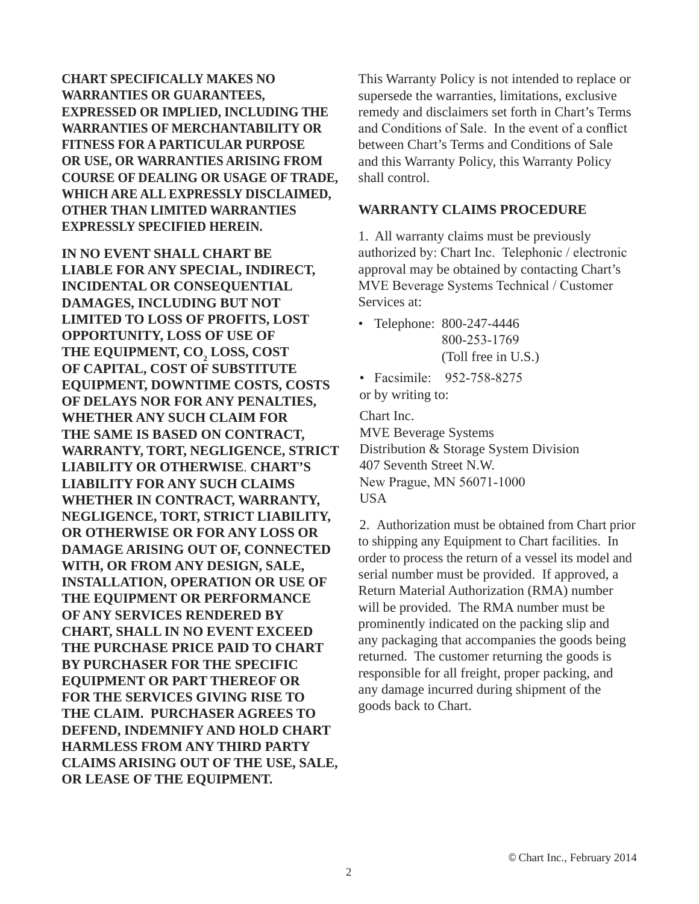**CHART SPECIFICALLY MAKES NO WARRANTIES OR GUARANTEES, EXPRESSED OR IMPLIED, INCLUDING THE WARRANTIES OF MERCHANTABILITY OR FITNESS FOR A PARTICULAR PURPOSE OR USE, OR WARRANTIES ARISING FROM COURSE OF DEALING OR USAGE OF TRADE, WHICH ARE ALL EXPRESSLY DISCLAIMED, OTHER THAN LIMITED WARRANTIES EXPRESSLY SPECIFIED HEREIN.**

**IN NO EVENT SHALL CHART BE LIABLE FOR ANY SPECIAL, INDIRECT, INCIDENTAL OR CONSEQUENTIAL DAMAGES, INCLUDING BUT NOT LIMITED TO LOSS OF PROFITS, LOST OPPORTUNITY, LOSS OF USE OF THE EQUIPMENT, $CO_2$ LOSS, COST OF CAPITAL, COST OF SUBSTITUTE EQUIPMENT, DOWNTIME COSTS, COSTS OF DELAYS NOR FOR ANY PENALTIES, WHETHER ANY SUCH CLAIM FOR THE SAME IS BASED ON CONTRACT, WARRANTY, TORT, NEGLIGENCE, STRICT LIABILITY OR OTHERWISE. CHART'S LIABILITY FOR ANY SUCH CLAIMS WHETHER IN CONTRACT, WARRANTY, NEGLIGENCE, TORT, STRICT LIABILITY, OR OTHERWISE OR FOR ANY LOSS OR DAMAGE ARISING OUT OF, CONNECTED WITH, OR FROM ANY DESIGN, SALE, INSTALLATION, OPERATION OR USE OF THE EQUIPMENT OR PERFORMANCE OF ANY SERVICES RENDERED BY CHART, SHALL IN NO EVENT EXCEED THE PURCHASE PRICE PAID TO CHART BY PURCHASER FOR THE SPECIFIC EQUIPMENT OR PART THEREOF OR FOR THE SERVICES GIVING RISE TO THE CLAIM. PURCHASER AGREES TO DEFEND, INDEMNIFY AND HOLD CHART HARMLESS FROM ANY THIRD PARTY CLAIMS ARISING OUT OF THE USE, SALE, OR LEASE OF THE EQUIPMENT.**

This Warranty Policy is not intended to replace or supersede the warranties, limitations, exclusive remedy and disclaimers set forth in Chart's Terms and Conditions of Sale. In the event of a conflict between Chart's Terms and Conditions of Sale and this Warranty Policy, this Warranty Policy shall control.

## WARRANTY CLAIMS PROCEDURE

1. All warranty claims must be previously authorized by: Chart Inc. Telephonic / electronic approval may be obtained by contacting Chart's MVE Beverage Systems Technical / Customer Services at:

- Telephone: 800-247-4446
  800-253-1769
  (Toll free in U.S.)
- Facsimile: 952-758-8275

or by writing to:

Chart Inc.
MVE Beverage Systems
Distribution & Storage System Division
407 Seventh Street N.W.
New Prague, MN 56071-1000
USA

2. Authorization must be obtained from Chart prior to shipping any Equipment to Chart facilities. In order to process the return of a vessel its model and serial number must be provided. If approved, a Return Material Authorization (RMA) number will be provided. The RMA number must be prominently indicated on the packing slip and any packaging that accompanies the goods being returned. The customer returning the goods is responsible for all freight, proper packing, and any damage incurred during shipment of the goods back to Chart.

© Chart Inc., February 2014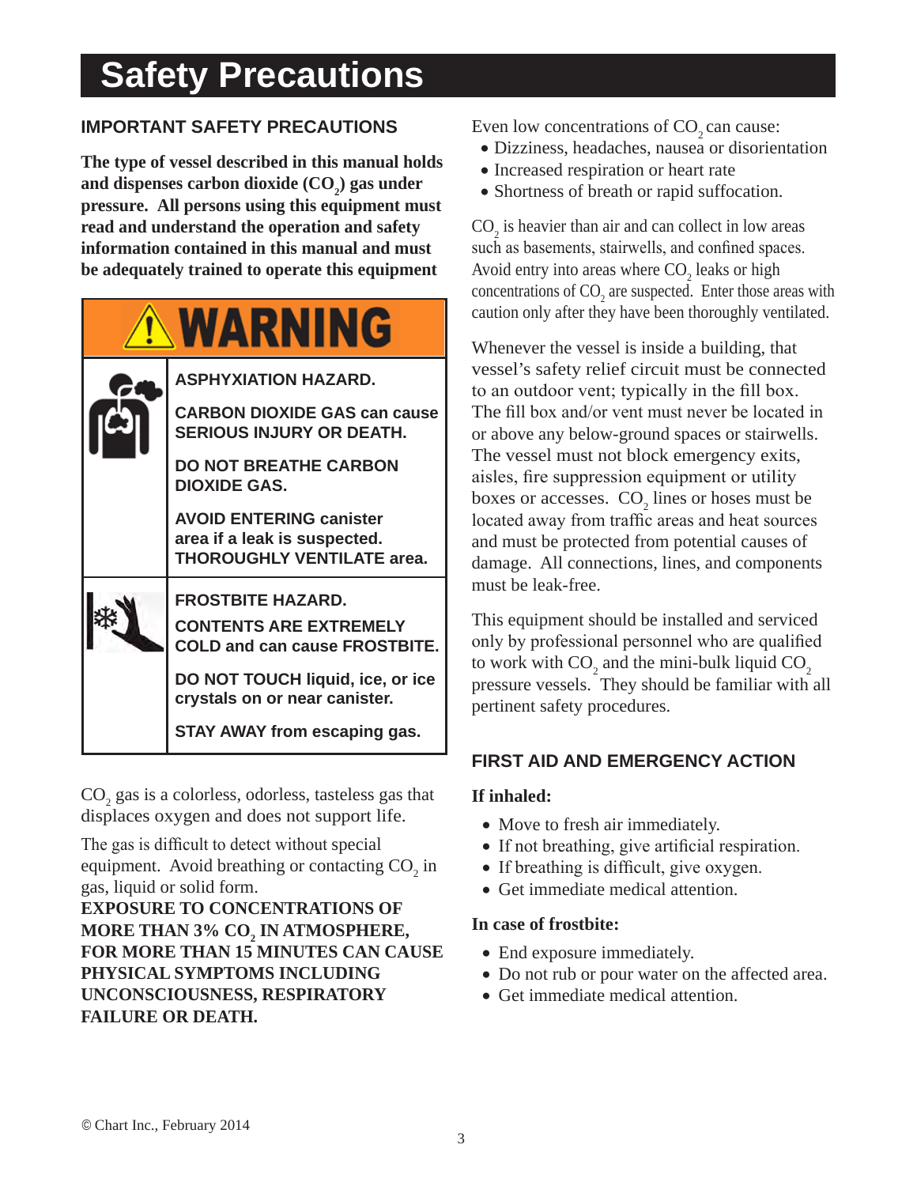# Safety Precautions

## IMPORTANT SAFETY PRECAUTIONS

**The type of vessel described in this manual holds and dispenses carbon dioxide ($CO_2$) gas under pressure. All persons using this equipment must read and understand the operation and safety information contained in this manual and must be adequately trained to operate this equipment**

**⚠ WARNING**

**ASPHYXIATION HAZARD.**

**CARBON DIOXIDE GAS can cause SERIOUS INJURY OR DEATH.**

**DO NOT BREATHE CARBON DIOXIDE GAS.**

**AVOID ENTERING canister area if a leak is suspected. THOROUGHLY VENTILATE area.**

**FROSTBITE HAZARD.**

**CONTENTS ARE EXTREMELY COLD and can cause FROSTBITE.**

**DO NOT TOUCH liquid, ice, or ice crystals on or near canister.**

**STAY AWAY from escaping gas.**

$CO_2$ gas is a colorless, odorless, tasteless gas that displaces oxygen and does not support life.

The gas is difficult to detect without special equipment. Avoid breathing or contacting $CO_2$ in gas, liquid or solid form.

**EXPOSURE TO CONCENTRATIONS OF MORE THAN 3% $CO_2$ IN ATMOSPHERE, FOR MORE THAN 15 MINUTES CAN CAUSE PHYSICAL SYMPTOMS INCLUDING UNCONSCIOUSNESS, RESPIRATORY FAILURE OR DEATH.**

Even low concentrations of $CO_2$ can cause:

- Dizziness, headaches, nausea or disorientation
- Increased respiration or heart rate
- Shortness of breath or rapid suffocation.

$CO_2$ is heavier than air and can collect in low areas such as basements, stairwells, and confined spaces. Avoid entry into areas where $CO_2$ leaks or high concentrations of $CO_2$ are suspected. Enter those areas with caution only after they have been thoroughly ventilated.

Whenever the vessel is inside a building, that vessel's safety relief circuit must be connected to an outdoor vent; typically in the fill box. The fill box and/or vent must never be located in or above any below-ground spaces or stairwells. The vessel must not block emergency exits, aisles, fire suppression equipment or utility boxes or accesses. $CO_2$ lines or hoses must be located away from traffic areas and heat sources and must be protected from potential causes of damage. All connections, lines, and components must be leak-free.

This equipment should be installed and serviced only by professional personnel who are qualified to work with $CO_2$ and the mini-bulk liquid $CO_2$ pressure vessels. They should be familiar with all pertinent safety procedures.

## FIRST AID AND EMERGENCY ACTION

**If inhaled:**

- Move to fresh air immediately.
- If not breathing, give artificial respiration.
- If breathing is difficult, give oxygen.
- Get immediate medical attention.

**In case of frostbite:**

- End exposure immediately.
- Do not rub or pour water on the affected area.
- Get immediate medical attention.

© Chart Inc., February 2014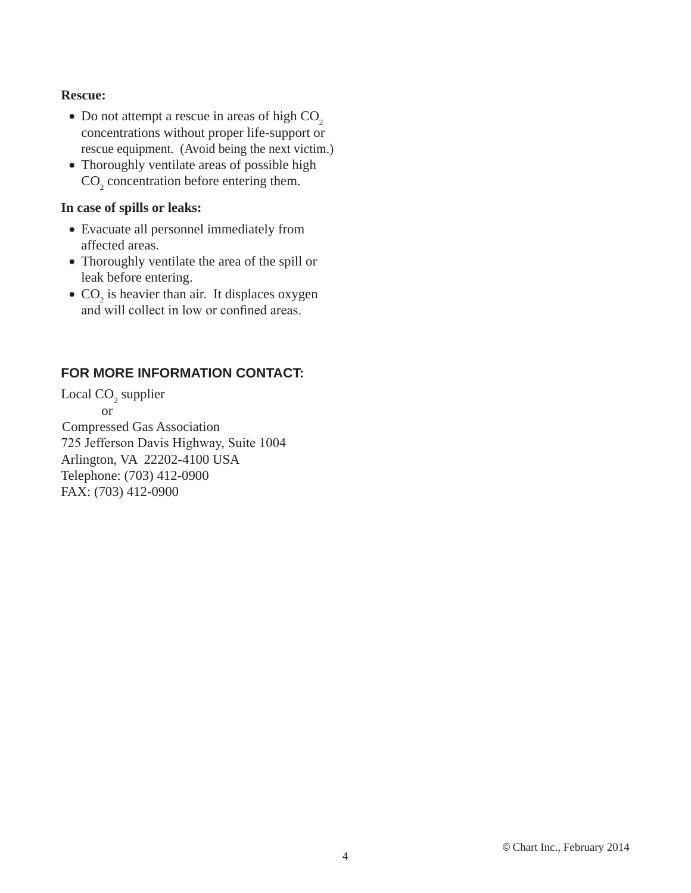**Rescue:**

- Do not attempt a rescue in areas of high $CO_2$ concentrations without proper life-support or rescue equipment. (Avoid being the next victim.)
- Thoroughly ventilate areas of possible high $CO_2$ concentration before entering them.

**In case of spills or leaks:**

- Evacuate all personnel immediately from affected areas.
- Thoroughly ventilate the area of the spill or leak before entering.
- $CO_2$ is heavier than air. It displaces oxygen and will collect in low or confined areas.

## FOR MORE INFORMATION CONTACT:

Local $CO_2$ supplier
or
Compressed Gas Association
725 Jefferson Davis Highway, Suite 1004
Arlington, VA 22202-4100 USA
Telephone: (703) 412-0900
FAX: (703) 412-0900

© Chart Inc., February 2014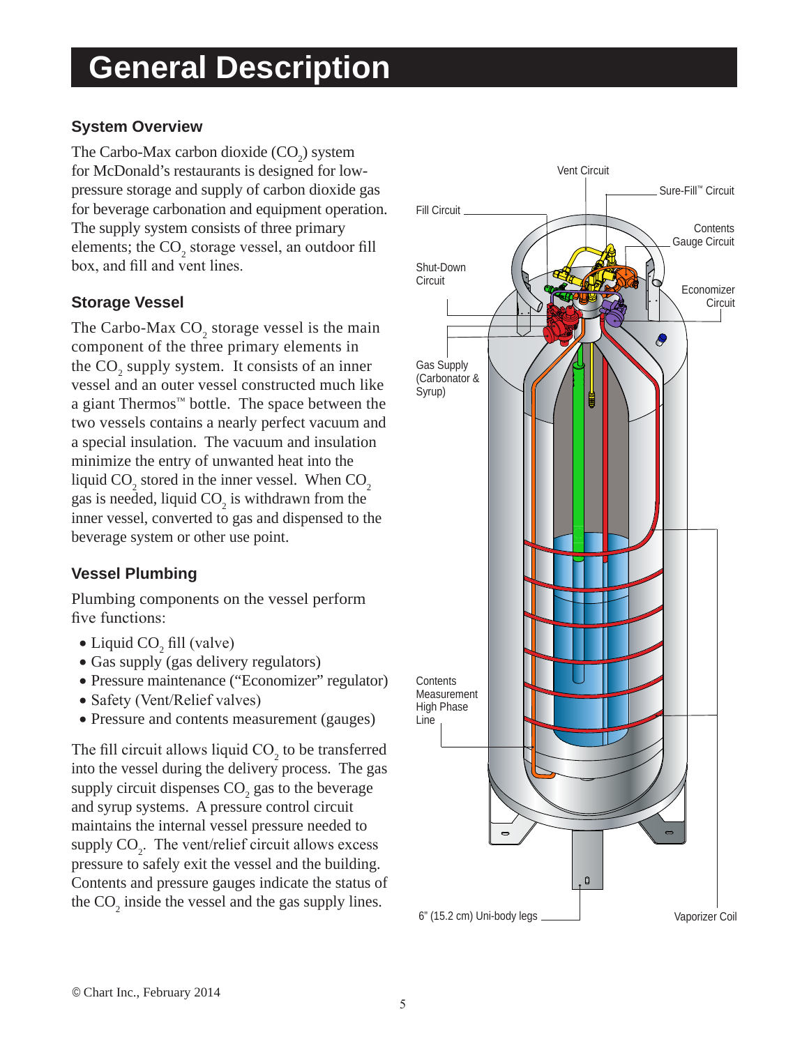# General Description

## System Overview

The Carbo-Max carbon dioxide ($CO_2$) system for McDonald's restaurants is designed for low-pressure storage and supply of carbon dioxide gas for beverage carbonation and equipment operation. The supply system consists of three primary elements; the $CO_2$ storage vessel, an outdoor fill box, and fill and vent lines.

## Storage Vessel

The Carbo-Max $CO_2$ storage vessel is the main component of the three primary elements in the $CO_2$ supply system. It consists of an inner vessel and an outer vessel constructed much like a giant Thermos™ bottle. The space between the two vessels contains a nearly perfect vacuum and a special insulation. The vacuum and insulation minimize the entry of unwanted heat into the liquid $CO_2$ stored in the inner vessel. When $CO_2$ gas is needed, liquid $CO_2$ is withdrawn from the inner vessel, converted to gas and dispensed to the beverage system or other use point.

## Vessel Plumbing

Plumbing components on the vessel perform five functions:

- Liquid $CO_2$ fill (valve)
- Gas supply (gas delivery regulators)
- Pressure maintenance ("Economizer" regulator)
- Safety (Vent/Relief valves)
- Pressure and contents measurement (gauges)

The fill circuit allows liquid $CO_2$ to be transferred into the vessel during the delivery process. The gas supply circuit dispenses $CO_2$ gas to the beverage and syrup systems. A pressure control circuit maintains the internal vessel pressure needed to supply $CO_2$. The vent/relief circuit allows excess pressure to safely exit the vessel and the building. Contents and pressure gauges indicate the status of the $CO_2$ inside the vessel and the gas supply lines.

Vent Circuit

Sure-Fill™ Circuit

Fill Circuit

Contents Gauge Circuit

Shut-Down Circuit

Economizer Circuit

Gas Supply (Carbonator & Syrup)

Contents Measurement High Phase Line

6" (15.2 cm) Uni-body legs

Vaporizer Coil

© Chart Inc., February 2014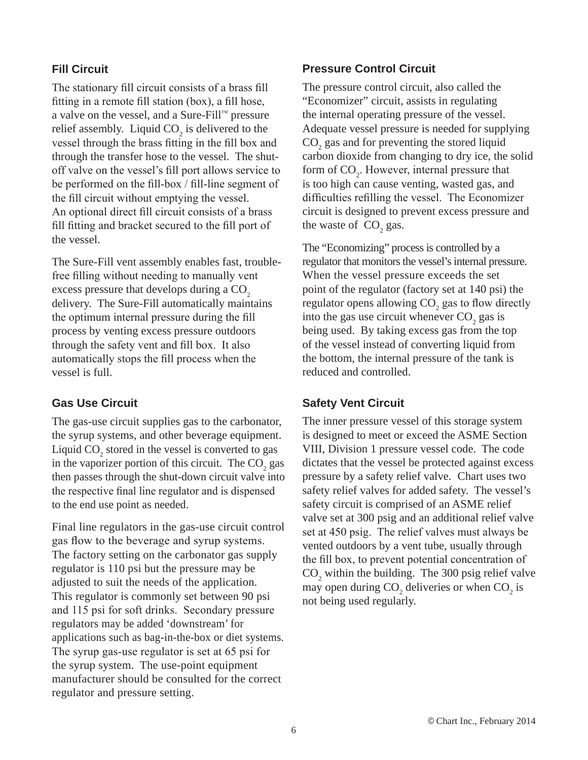## Fill Circuit

The stationary fill circuit consists of a brass fill fitting in a remote fill station (box), a fill hose, a valve on the vessel, and a Sure-Fill™ pressure relief assembly. Liquid $CO_2$ is delivered to the vessel through the brass fitting in the fill box and through the transfer hose to the vessel. The shut-off valve on the vessel's fill port allows service to be performed on the fill-box / fill-line segment of the fill circuit without emptying the vessel. An optional direct fill circuit consists of a brass fill fitting and bracket secured to the fill port of the vessel.

The Sure-Fill vent assembly enables fast, trouble-free filling without needing to manually vent excess pressure that develops during a $CO_2$ delivery. The Sure-Fill automatically maintains the optimum internal pressure during the fill process by venting excess pressure outdoors through the safety vent and fill box. It also automatically stops the fill process when the vessel is full.

## Gas Use Circuit

The gas-use circuit supplies gas to the carbonator, the syrup systems, and other beverage equipment. Liquid $CO_2$ stored in the vessel is converted to gas in the vaporizer portion of this circuit. The $CO_2$ gas then passes through the shut-down circuit valve into the respective final line regulator and is dispensed to the end use point as needed.

Final line regulators in the gas-use circuit control gas flow to the beverage and syrup systems. The factory setting on the carbonator gas supply regulator is 110 psi but the pressure may be adjusted to suit the needs of the application. This regulator is commonly set between 90 psi and 115 psi for soft drinks. Secondary pressure regulators may be added 'downstream' for applications such as bag-in-the-box or diet systems. The syrup gas-use regulator is set at 65 psi for the syrup system. The use-point equipment manufacturer should be consulted for the correct regulator and pressure setting.

## Pressure Control Circuit

The pressure control circuit, also called the "Economizer" circuit, assists in regulating the internal operating pressure of the vessel. Adequate vessel pressure is needed for supplying $CO_2$ gas and for preventing the stored liquid carbon dioxide from changing to dry ice, the solid form of $CO_2$. However, internal pressure that is too high can cause venting, wasted gas, and difficulties refilling the vessel. The Economizer circuit is designed to prevent excess pressure and the waste of $CO_2$ gas.

The "Economizing" process is controlled by a regulator that monitors the vessel's internal pressure. When the vessel pressure exceeds the set point of the regulator (factory set at 140 psi) the regulator opens allowing $CO_2$ gas to flow directly into the gas use circuit whenever $CO_2$ gas is being used. By taking excess gas from the top of the vessel instead of converting liquid from the bottom, the internal pressure of the tank is reduced and controlled.

## Safety Vent Circuit

The inner pressure vessel of this storage system is designed to meet or exceed the ASME Section VIII, Division 1 pressure vessel code. The code dictates that the vessel be protected against excess pressure by a safety relief valve. Chart uses two safety relief valves for added safety. The vessel's safety circuit is comprised of an ASME relief valve set at 300 psig and an additional relief valve set at 450 psig. The relief valves must always be vented outdoors by a vent tube, usually through the fill box, to prevent potential concentration of $CO_2$ within the building. The 300 psig relief valve may open during $CO_2$ deliveries or when $CO_2$ is not being used regularly.

© Chart Inc., February 2014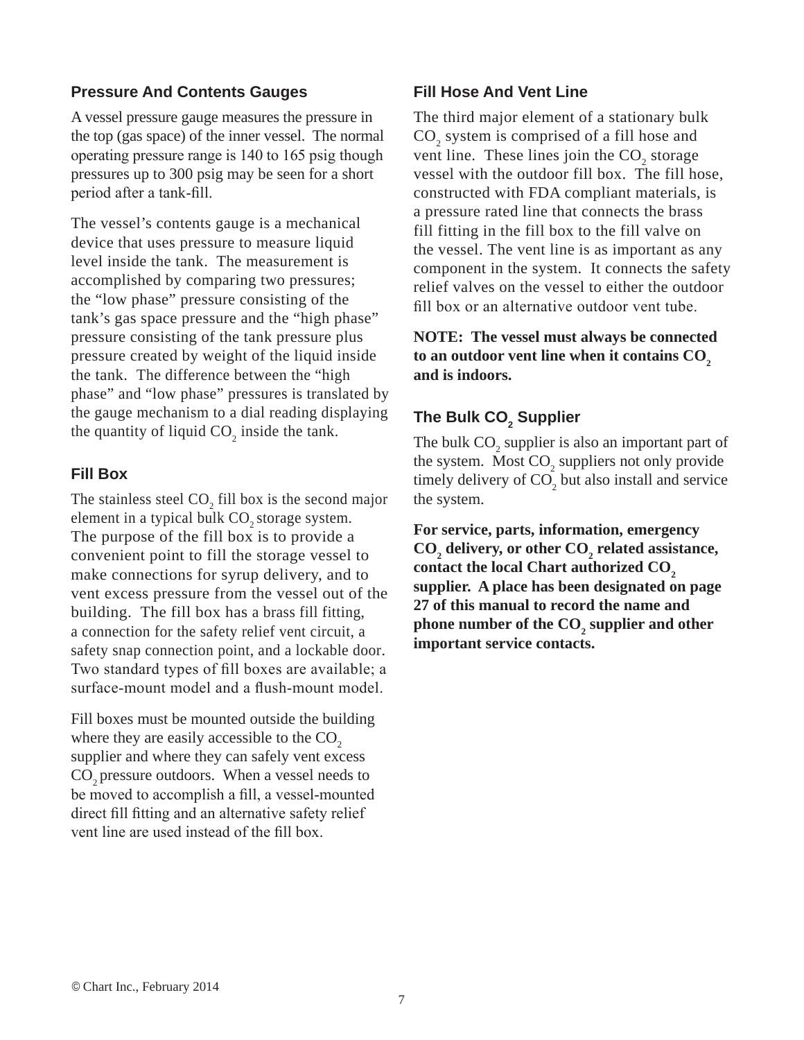## Pressure And Contents Gauges

A vessel pressure gauge measures the pressure in the top (gas space) of the inner vessel. The normal operating pressure range is 140 to 165 psig though pressures up to 300 psig may be seen for a short period after a tank-fill.

The vessel's contents gauge is a mechanical device that uses pressure to measure liquid level inside the tank. The measurement is accomplished by comparing two pressures; the "low phase" pressure consisting of the tank's gas space pressure and the "high phase" pressure consisting of the tank pressure plus pressure created by weight of the liquid inside the tank. The difference between the "high phase" and "low phase" pressures is translated by the gauge mechanism to a dial reading displaying the quantity of liquid $CO_2$ inside the tank.

## Fill Box

The stainless steel $CO_2$ fill box is the second major element in a typical bulk $CO_2$ storage system. The purpose of the fill box is to provide a convenient point to fill the storage vessel to make connections for syrup delivery, and to vent excess pressure from the vessel out of the building. The fill box has a brass fill fitting, a connection for the safety relief vent circuit, a safety snap connection point, and a lockable door. Two standard types of fill boxes are available; a surface-mount model and a flush-mount model.

Fill boxes must be mounted outside the building where they are easily accessible to the $CO_2$ supplier and where they can safely vent excess $CO_2$ pressure outdoors. When a vessel needs to be moved to accomplish a fill, a vessel-mounted direct fill fitting and an alternative safety relief vent line are used instead of the fill box.

## Fill Hose And Vent Line

The third major element of a stationary bulk $CO_2$ system is comprised of a fill hose and vent line. These lines join the $CO_2$ storage vessel with the outdoor fill box. The fill hose, constructed with FDA compliant materials, is a pressure rated line that connects the brass fill fitting in the fill box to the fill valve on the vessel. The vent line is as important as any component in the system. It connects the safety relief valves on the vessel to either the outdoor fill box or an alternative outdoor vent tube.

**NOTE: The vessel must always be connected to an outdoor vent line when it contains $CO_2$ and is indoors.**

## The Bulk $CO_2$ Supplier

The bulk $CO_2$ supplier is also an important part of the system. Most $CO_2$ suppliers not only provide timely delivery of $CO_2$ but also install and service the system.

**For service, parts, information, emergency $CO_2$ delivery, or other $CO_2$ related assistance, contact the local Chart authorized $CO_2$ supplier. A place has been designated on page 27 of this manual to record the name and phone number of the $CO_2$ supplier and other important service contacts.**

© Chart Inc., February 2014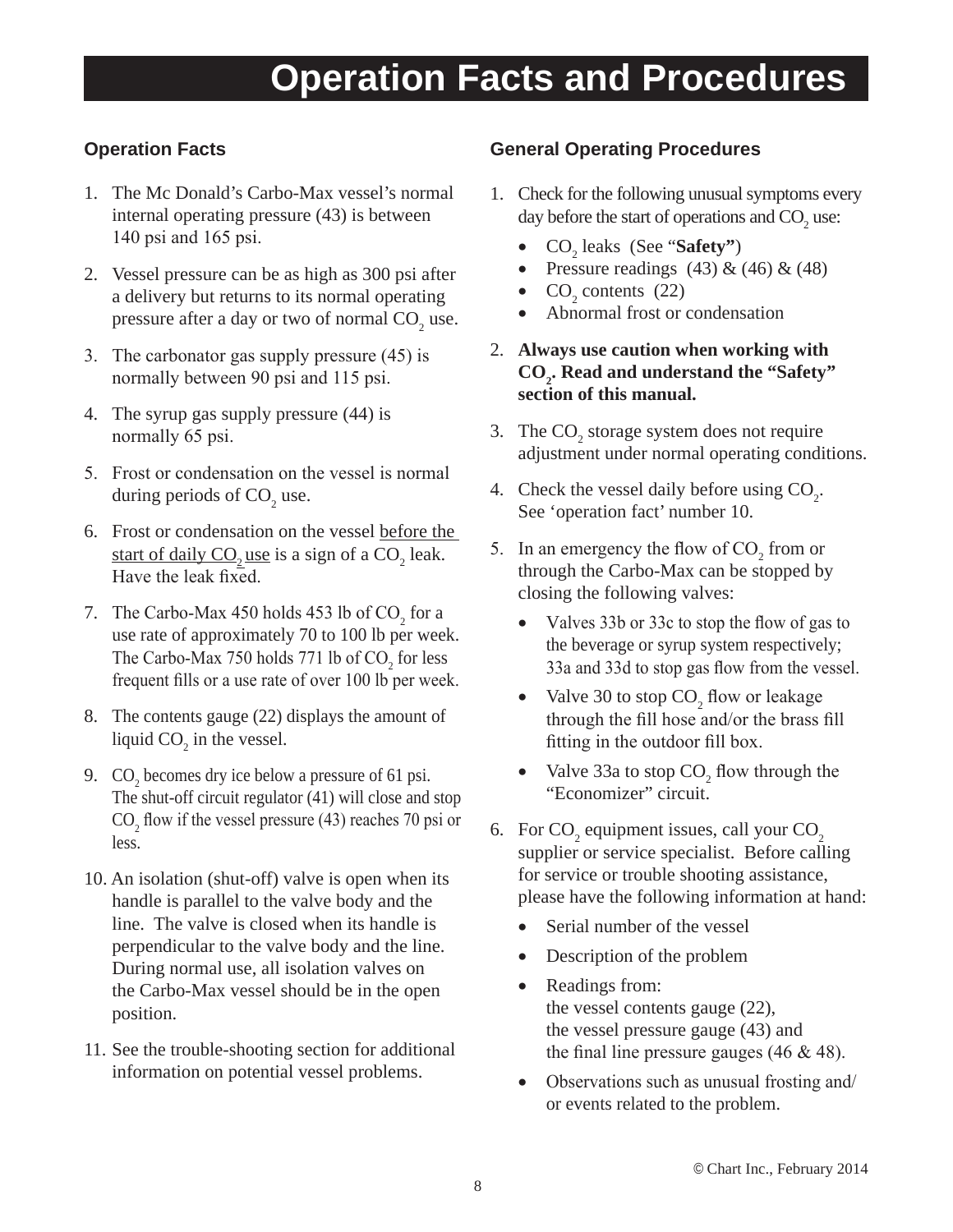# Operation Facts and Procedures

## Operation Facts

1. The Mc Donald's Carbo-Max vessel's normal internal operating pressure (43) is between 140 psi and 165 psi.
2. Vessel pressure can be as high as 300 psi after a delivery but returns to its normal operating pressure after a day or two of normal $CO_2$ use.
3. The carbonator gas supply pressure (45) is normally between 90 psi and 115 psi.
4. The syrup gas supply pressure (44) is normally 65 psi.
5. Frost or condensation on the vessel is normal during periods of $CO_2$ use.
6. Frost or condensation on the vessel <u>before the start of daily $CO_2$ use</u> is a sign of a $CO_2$ leak. Have the leak fixed.
7. The Carbo-Max 450 holds 453 lb of $CO_2$ for a use rate of approximately 70 to 100 lb per week. The Carbo-Max 750 holds 771 lb of $CO_2$ for less frequent fills or a use rate of over 100 lb per week.
8. The contents gauge (22) displays the amount of liquid $CO_2$ in the vessel.
9. $CO_2$ becomes dry ice below a pressure of 61 psi. The shut-off circuit regulator (41) will close and stop $CO_2$ flow if the vessel pressure (43) reaches 70 psi or less.
10. An isolation (shut-off) valve is open when its handle is parallel to the valve body and the line. The valve is closed when its handle is perpendicular to the valve body and the line. During normal use, all isolation valves on the Carbo-Max vessel should be in the open position.
11. See the trouble-shooting section for additional information on potential vessel problems.

## General Operating Procedures

1. Check for the following unusual symptoms every day before the start of operations and $CO_2$ use:
   - $CO_2$ leaks (See "**Safety"**)
   - Pressure readings (43) & (46) & (48)
   - $CO_2$ contents (22)
   - Abnormal frost or condensation
2. **Always use caution when working with $CO_2$. Read and understand the "Safety" section of this manual.**
3. The $CO_2$ storage system does not require adjustment under normal operating conditions.
4. Check the vessel daily before using $CO_2$. See 'operation fact' number 10.
5. In an emergency the flow of $CO_2$ from or through the Carbo-Max can be stopped by closing the following valves:
   - Valves 33b or 33c to stop the flow of gas to the beverage or syrup system respectively; 33a and 33d to stop gas flow from the vessel.
   - Valve 30 to stop $CO_2$ flow or leakage through the fill hose and/or the brass fill fitting in the outdoor fill box.
   - Valve 33a to stop $CO_2$ flow through the "Economizer" circuit.
6. For $CO_2$ equipment issues, call your $CO_2$ supplier or service specialist. Before calling for service or trouble shooting assistance, please have the following information at hand:
   - Serial number of the vessel
   - Description of the problem
   - Readings from:
     the vessel contents gauge (22),
     the vessel pressure gauge (43) and
     the final line pressure gauges (46 & 48).
   - Observations such as unusual frosting and/or events related to the problem.

© Chart Inc., February 2014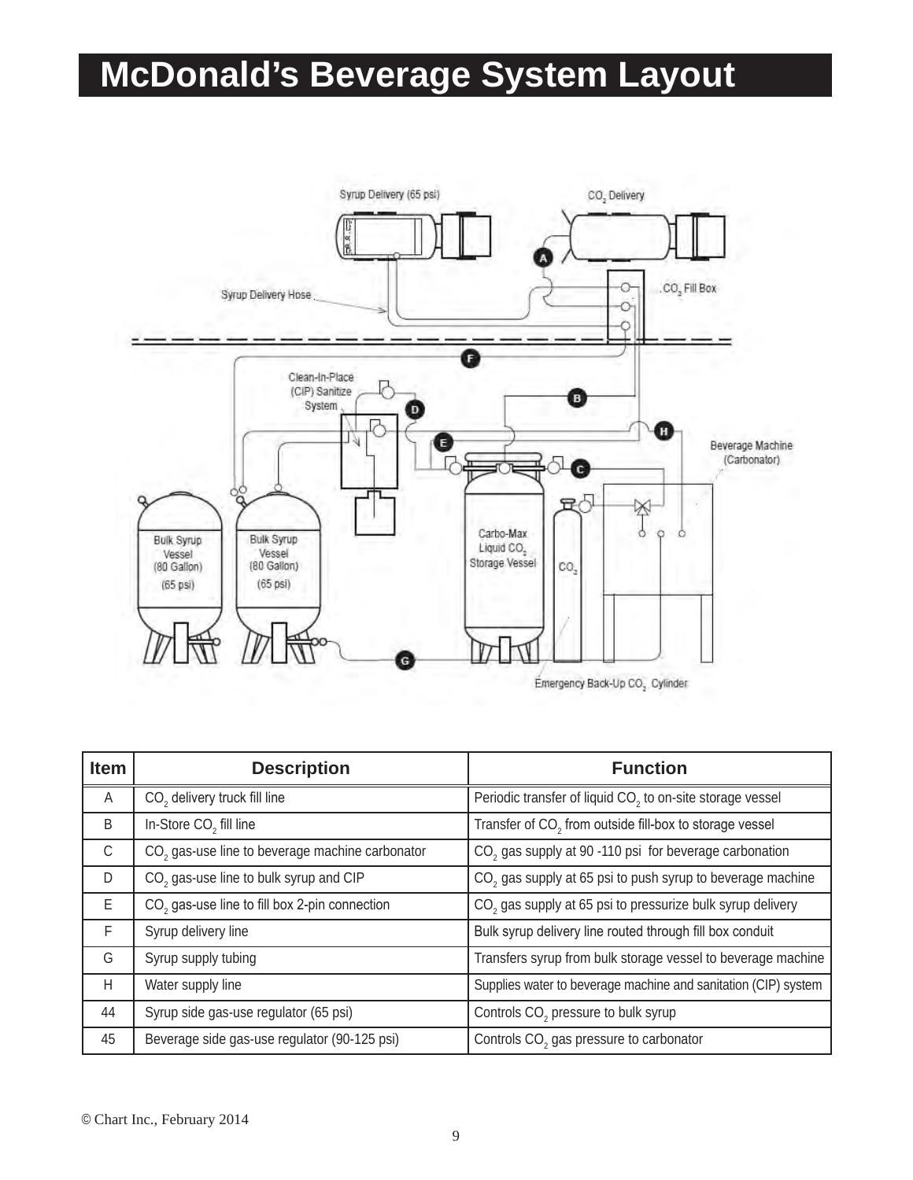# McDonald's Beverage System Layout

Syrup Delivery (65 psi)

$CO_2$ Delivery

Syrup Delivery Hose

$CO_2$ Fill Box

Clean-In-Place (CIP) Sanitize System

Beverage Machine (Carbonator)

Bulk Syrup Vessel (80 Gallon) (65 psi)

Bulk Syrup Vessel (80 Gallon) (65 psi)

Carbo-Max Liquid $CO_2$ Storage Vessel

$CO_2$

Emergency Back-Up $CO_2$ Cylinder

| Item | Description | Function |
|---|---|---|
| A | $CO_2$ delivery truck fill line | Periodic transfer of liquid $CO_2$ to on-site storage vessel |
| B | In-Store $CO_2$ fill line | Transfer of $CO_2$ from outside fill-box to storage vessel |
| C | $CO_2$ gas-use line to beverage machine carbonator | $CO_2$ gas supply at 90 -110 psi for beverage carbonation |
| D | $CO_2$ gas-use line to bulk syrup and CIP | $CO_2$ gas supply at 65 psi to push syrup to beverage machine |
| E | $CO_2$ gas-use line to fill box 2-pin connection | $CO_2$ gas supply at 65 psi to pressurize bulk syrup delivery |
| F | Syrup delivery line | Bulk syrup delivery line routed through fill box conduit |
| G | Syrup supply tubing | Transfers syrup from bulk storage vessel to beverage machine |
| H | Water supply line | Supplies water to beverage machine and sanitation (CIP) system |
| 44 | Syrup side gas-use regulator (65 psi) | Controls $CO_2$ pressure to bulk syrup |
| 45 | Beverage side gas-use regulator (90-125 psi) | Controls $CO_2$ gas pressure to carbonator |

© Chart Inc., February 2014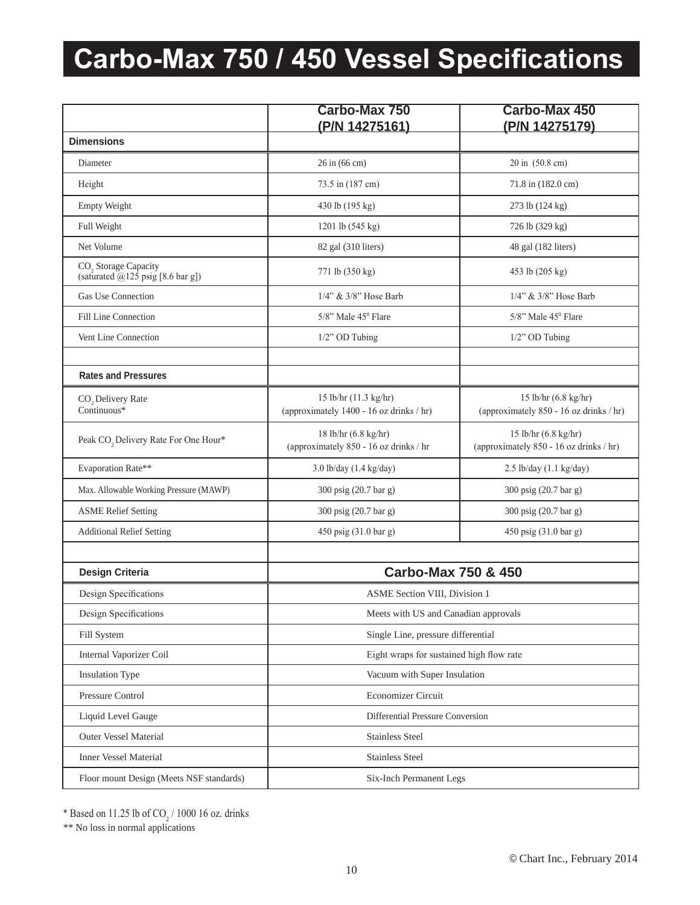# Carbo-Max 750 / 450 Vessel Specifications

| | Carbo-Max 750 (P/N 14275161) | Carbo-Max 450 (P/N 14275179) |
|---|---|---|
| **Dimensions** | | |
| Diameter | 26 in (66 cm) | 20 in (50.8 cm) |
| Height | 73.5 in (187 cm) | 71.8 in (182.0 cm) |
| Empty Weight | 430 lb (195 kg) | 273 lb (124 kg) |
| Full Weight | 1201 lb (545 kg) | 726 lb (329 kg) |
| Net Volume | 82 gal (310 liters) | 48 gal (182 liters) |
| $CO_2$ Storage Capacity (saturated @125 psig [8.6 bar g]) | 771 lb (350 kg) | 453 lb (205 kg) |
| Gas Use Connection | 1/4" & 3/8" Hose Barb | 1/4" & 3/8" Hose Barb |
| Fill Line Connection | 5/8" Male 45⁰ Flare | 5/8" Male 45⁰ Flare |
| Vent Line Connection | 1/2" OD Tubing | 1/2" OD Tubing |
| | | |
| **Rates and Pressures** | | |
| $CO_2$ Delivery Rate Continuous* | 15 lb/hr (11.3 kg/hr) (approximately 1400 - 16 oz drinks / hr) | 15 lb/hr (6.8 kg/hr) (approximately 850 - 16 oz drinks / hr) |
| Peak $CO_2$ Delivery Rate For One Hour* | 18 lb/hr (6.8 kg/hr) (approximately 850 - 16 oz drinks / hr | 15 lb/hr (6.8 kg/hr) (approximately 850 - 16 oz drinks / hr) |
| Evaporation Rate** | 3.0 lb/day (1.4 kg/day) | 2.5 lb/day (1.1 kg/day) |
| Max. Allowable Working Pressure (MAWP) | 300 psig (20.7 bar g) | 300 psig (20.7 bar g) |
| ASME Relief Setting | 300 psig (20.7 bar g) | 300 psig (20.7 bar g) |
| Additional Relief Setting | 450 psig (31.0 bar g) | 450 psig (31.0 bar g) |
| | | |
| **Design Criteria** | **Carbo-Max 750 & 450** | |
| Design Specifications | ASME Section VIII, Division 1 | |
| Design Specifications | Meets with US and Canadian approvals | |
| Fill System | Single Line, pressure differential | |
| Internal Vaporizer Coil | Eight wraps for sustained high flow rate | |
| Insulation Type | Vacuum with Super Insulation | |
| Pressure Control | Economizer Circuit | |
| Liquid Level Gauge | Differential Pressure Conversion | |
| Outer Vessel Material | Stainless Steel | |
| Inner Vessel Material | Stainless Steel | |
| Floor mount Design (Meets NSF standards) | Six-Inch Permanent Legs | |

\* Based on 11.25 lb of $CO_2$ / 1000 16 oz. drinks

** No loss in normal applications

© Chart Inc., February 2014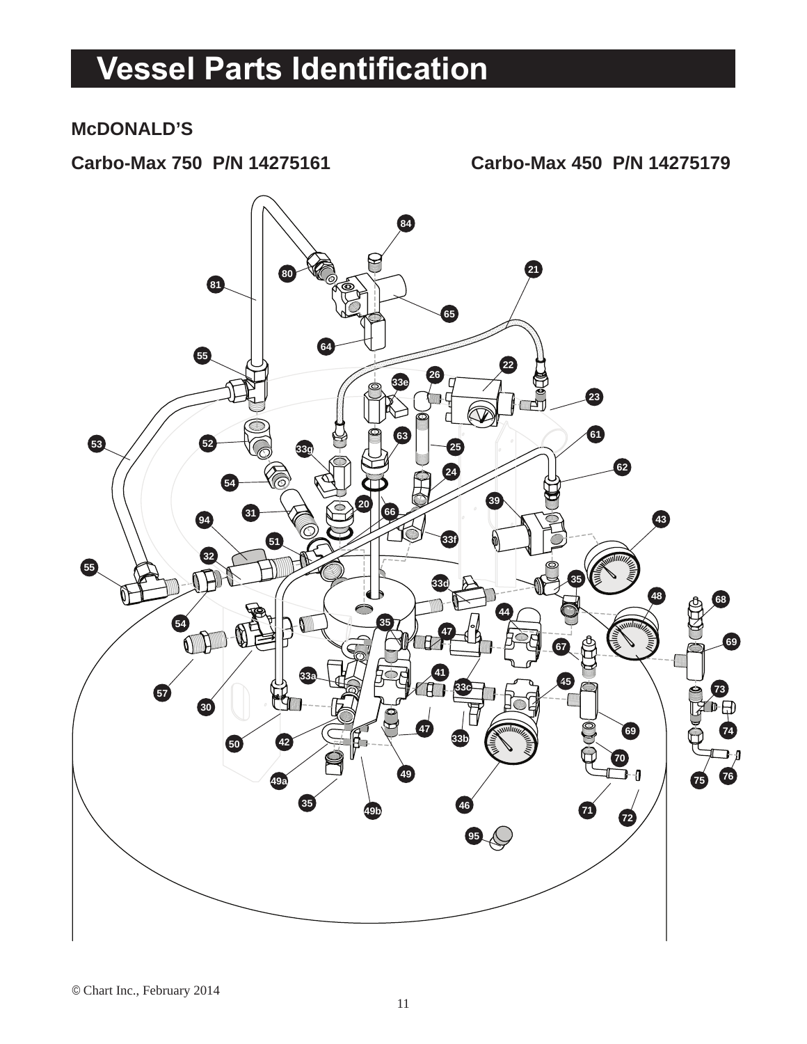# Vessel Parts Identification

## McDONALD'S

**Carbo-Max 750 P/N 14275161**

**Carbo-Max 450 P/N 14275179**

84
21
80
81
65
64
55
22
26
33e
23
61
63
53
52
25
33g
62
24
54
20
39
66
31
43
94
33f
51
32
55
35
33d
48
68
54
44
35
47
69
67
33a
41
45
73
57
33c
30
47
69
74
50
42
33b
70
76
75
49
49a
35
46
71
72
49b
95

© Chart Inc., February 2014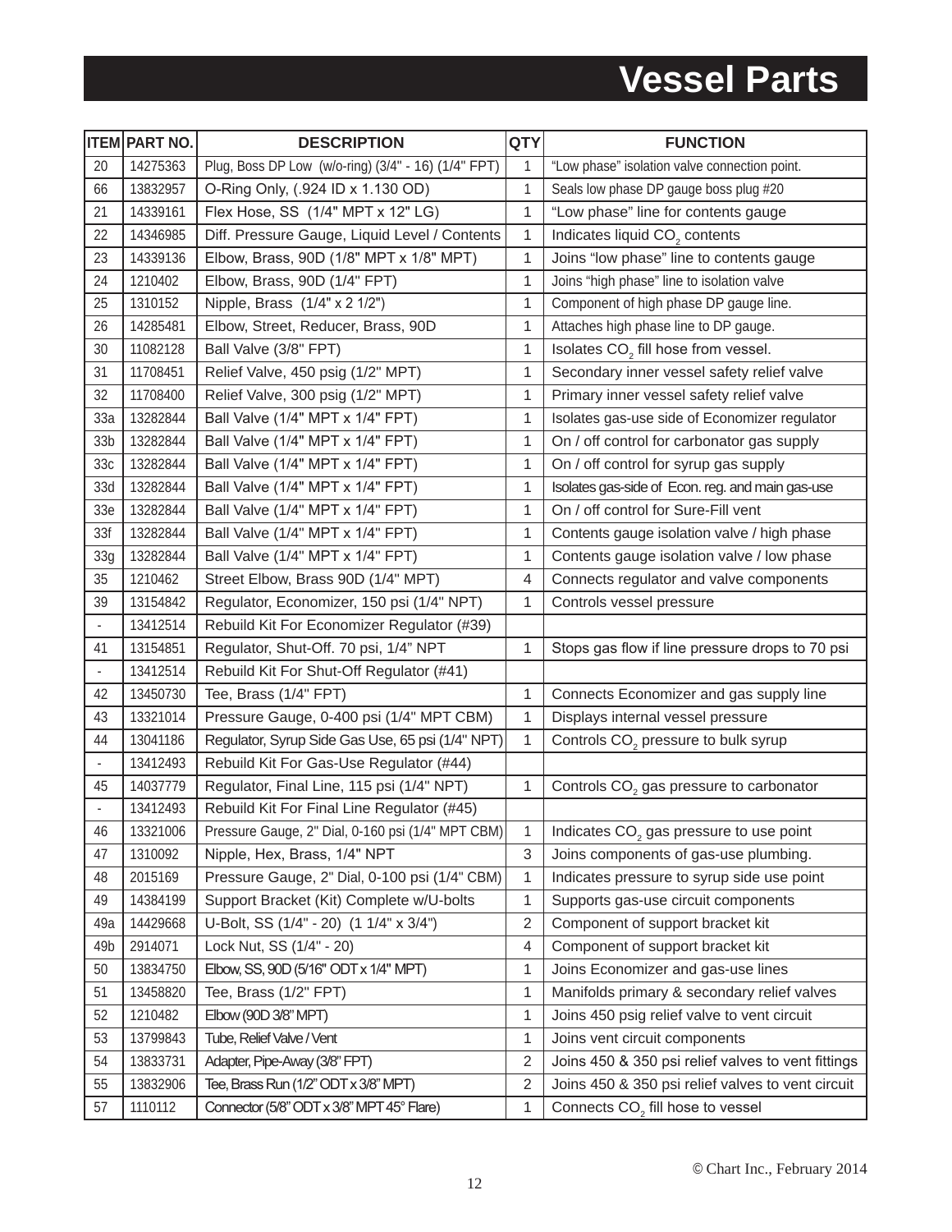# Vessel Parts

| ITEM | PART NO. | DESCRIPTION | QTY | FUNCTION |
|---|---|---|---|---|
| 20 | 14275363 | Plug, Boss DP Low (w/o-ring) (3/4" - 16) (1/4" FPT) | 1 | "Low phase" isolation valve connection point. |
| 66 | 13832957 | O-Ring Only, (.924 ID x 1.130 OD) | 1 | Seals low phase DP gauge boss plug #20 |
| 21 | 14339161 | Flex Hose, SS (1/4" MPT x 12" LG) | 1 | "Low phase" line for contents gauge |
| 22 | 14346985 | Diff. Pressure Gauge, Liquid Level / Contents | 1 | Indicates liquid $CO_2$ contents |
| 23 | 14339136 | Elbow, Brass, 90D (1/8" MPT x 1/8" MPT) | 1 | Joins "low phase" line to contents gauge |
| 24 | 1210402 | Elbow, Brass, 90D (1/4" FPT) | 1 | Joins "high phase" line to isolation valve |
| 25 | 1310152 | Nipple, Brass (1/4" x 2 1/2") | 1 | Component of high phase DP gauge line. |
| 26 | 14285481 | Elbow, Street, Reducer, Brass, 90D | 1 | Attaches high phase line to DP gauge. |
| 30 | 11082128 | Ball Valve (3/8" FPT) | 1 | Isolates $CO_2$ fill hose from vessel. |
| 31 | 11708451 | Relief Valve, 450 psig (1/2" MPT) | 1 | Secondary inner vessel safety relief valve |
| 32 | 11708400 | Relief Valve, 300 psig (1/2" MPT) | 1 | Primary inner vessel safety relief valve |
| 33a | 13282844 | Ball Valve (1/4" MPT x 1/4" FPT) | 1 | Isolates gas-use side of Economizer regulator |
| 33b | 13282844 | Ball Valve (1/4" MPT x 1/4" FPT) | 1 | On / off control for carbonator gas supply |
| 33c | 13282844 | Ball Valve (1/4" MPT x 1/4" FPT) | 1 | On / off control for syrup gas supply |
| 33d | 13282844 | Ball Valve (1/4" MPT x 1/4" FPT) | 1 | Isolates gas-side of Econ. reg. and main gas-use |
| 33e | 13282844 | Ball Valve (1/4" MPT x 1/4" FPT) | 1 | On / off control for Sure-Fill vent |
| 33f | 13282844 | Ball Valve (1/4" MPT x 1/4" FPT) | 1 | Contents gauge isolation valve / high phase |
| 33g | 13282844 | Ball Valve (1/4" MPT x 1/4" FPT) | 1 | Contents gauge isolation valve / low phase |
| 35 | 1210462 | Street Elbow, Brass 90D (1/4" MPT) | 4 | Connects regulator and valve components |
| 39 | 13154842 | Regulator, Economizer, 150 psi (1/4" NPT) | 1 | Controls vessel pressure |
| - | 13412514 | Rebuild Kit For Economizer Regulator (#39) | | |
| 41 | 13154851 | Regulator, Shut-Off. 70 psi, 1/4" NPT | 1 | Stops gas flow if line pressure drops to 70 psi |
| - | 13412514 | Rebuild Kit For Shut-Off Regulator (#41) | | |
| 42 | 13450730 | Tee, Brass (1/4" FPT) | 1 | Connects Economizer and gas supply line |
| 43 | 13321014 | Pressure Gauge, 0-400 psi (1/4" MPT CBM) | 1 | Displays internal vessel pressure |
| 44 | 13041186 | Regulator, Syrup Side Gas Use, 65 psi (1/4" NPT) | 1 | Controls $CO_2$ pressure to bulk syrup |
| - | 13412493 | Rebuild Kit For Gas-Use Regulator (#44) | | |
| 45 | 14037779 | Regulator, Final Line, 115 psi (1/4" NPT) | 1 | Controls $CO_2$ gas pressure to carbonator |
| - | 13412493 | Rebuild Kit For Final Line Regulator (#45) | | |
| 46 | 13321006 | Pressure Gauge, 2" Dial, 0-160 psi (1/4" MPT CBM) | 1 | Indicates $CO_2$ gas pressure to use point |
| 47 | 1310092 | Nipple, Hex, Brass, 1/4" NPT | 3 | Joins components of gas-use plumbing. |
| 48 | 2015169 | Pressure Gauge, 2" Dial, 0-100 psi (1/4" CBM) | 1 | Indicates pressure to syrup side use point |
| 49 | 14384199 | Support Bracket (Kit) Complete w/U-bolts | 1 | Supports gas-use circuit components |
| 49a | 14429668 | U-Bolt, SS (1/4" - 20) (1 1/4" x 3/4") | 2 | Component of support bracket kit |
| 49b | 2914071 | Lock Nut, SS (1/4" - 20) | 4 | Component of support bracket kit |
| 50 | 13834750 | Elbow, SS, 90D (5/16" ODT x 1/4" MPT) | 1 | Joins Economizer and gas-use lines |
| 51 | 13458820 | Tee, Brass (1/2" FPT) | 1 | Manifolds primary & secondary relief valves |
| 52 | 1210482 | Elbow (90D 3/8" MPT) | 1 | Joins 450 psig relief valve to vent circuit |
| 53 | 13799843 | Tube, Relief Valve / Vent | 1 | Joins vent circuit components |
| 54 | 13833731 | Adapter, Pipe-Away (3/8" FPT) | 2 | Joins 450 & 350 psi relief valves to vent fittings |
| 55 | 13832906 | Tee, Brass Run (1/2" ODT x 3/8" MPT) | 2 | Joins 450 & 350 psi relief valves to vent circuit |
| 57 | 1110112 | Connector (5/8" ODT x 3/8" MPT 45° Flare) | 1 | Connects $CO_2$ fill hose to vessel |

© Chart Inc., February 2014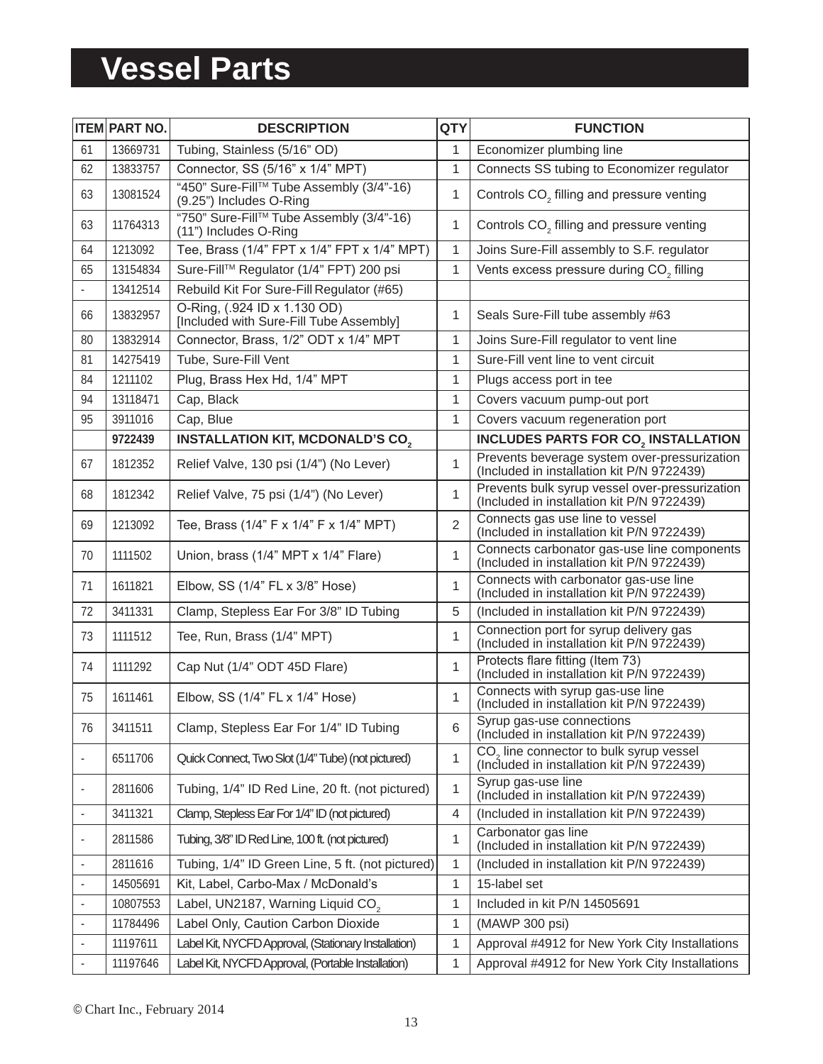# Vessel Parts

| ITEM | PART NO. | DESCRIPTION | QTY | FUNCTION |
|---|---|---|---|---|
| 61 | 13669731 | Tubing, Stainless (5/16" OD) | 1 | Economizer plumbing line |
| 62 | 13833757 | Connector, SS (5/16" x 1/4" MPT) | 1 | Connects SS tubing to Economizer regulator |
| 63 | 13081524 | "450" Sure-Fill™ Tube Assembly (3/4"-16) (9.25") Includes O-Ring | 1 | Controls $CO_2$ filling and pressure venting |
| 63 | 11764313 | "750" Sure-Fill™ Tube Assembly (3/4"-16) (11") Includes O-Ring | 1 | Controls $CO_2$ filling and pressure venting |
| 64 | 1213092 | Tee, Brass (1/4" FPT x 1/4" FPT x 1/4" MPT) | 1 | Joins Sure-Fill assembly to S.F. regulator |
| 65 | 13154834 | Sure-Fill™ Regulator (1/4" FPT) 200 psi | 1 | Vents excess pressure during $CO_2$ filling |
| - | 13412514 | Rebuild Kit For Sure-Fill Regulator (#65) | | |
| 66 | 13832957 | O-Ring, (.924 ID x 1.130 OD) [Included with Sure-Fill Tube Assembly] | 1 | Seals Sure-Fill tube assembly #63 |
| 80 | 13832914 | Connector, Brass, 1/2" ODT x 1/4" MPT | 1 | Joins Sure-Fill regulator to vent line |
| 81 | 14275419 | Tube, Sure-Fill Vent | 1 | Sure-Fill vent line to vent circuit |
| 84 | 1211102 | Plug, Brass Hex Hd, 1/4" MPT | 1 | Plugs access port in tee |
| 94 | 13118471 | Cap, Black | 1 | Covers vacuum pump-out port |
| 95 | 3911016 | Cap, Blue | 1 | Covers vacuum regeneration port |
| | **9722439** | **INSTALLATION KIT, MCDONALD'S $CO_2$** | | **INCLUDES PARTS FOR $CO_2$ INSTALLATION** |
| 67 | 1812352 | Relief Valve, 130 psi (1/4") (No Lever) | 1 | Prevents beverage system over-pressurization (Included in installation kit P/N 9722439) |
| 68 | 1812342 | Relief Valve, 75 psi (1/4") (No Lever) | 1 | Prevents bulk syrup vessel over-pressurization (Included in installation kit P/N 9722439) |
| 69 | 1213092 | Tee, Brass (1/4" F x 1/4" F x 1/4" MPT) | 2 | Connects gas use line to vessel (Included in installation kit P/N 9722439) |
| 70 | 1111502 | Union, brass (1/4" MPT x 1/4" Flare) | 1 | Connects carbonator gas-use line components (Included in installation kit P/N 9722439) |
| 71 | 1611821 | Elbow, SS (1/4" FL x 3/8" Hose) | 1 | Connects with carbonator gas-use line (Included in installation kit P/N 9722439) |
| 72 | 3411331 | Clamp, Stepless Ear For 3/8" ID Tubing | 5 | (Included in installation kit P/N 9722439) |
| 73 | 1111512 | Tee, Run, Brass (1/4" MPT) | 1 | Connection port for syrup delivery gas (Included in installation kit P/N 9722439) |
| 74 | 1111292 | Cap Nut (1/4" ODT 45D Flare) | 1 | Protects flare fitting (Item 73) (Included in installation kit P/N 9722439) |
| 75 | 1611461 | Elbow, SS (1/4" FL x 1/4" Hose) | 1 | Connects with syrup gas-use line (Included in installation kit P/N 9722439) |
| 76 | 3411511 | Clamp, Stepless Ear For 1/4" ID Tubing | 6 | Syrup gas-use connections (Included in installation kit P/N 9722439) |
| - | 6511706 | Quick Connect, Two Slot (1/4" Tube) (not pictured) | 1 | $CO_2$ line connector to bulk syrup vessel (Included in installation kit P/N 9722439) |
| - | 2811606 | Tubing, 1/4" ID Red Line, 20 ft. (not pictured) | 1 | Syrup gas-use line (Included in installation kit P/N 9722439) |
| - | 3411321 | Clamp, Stepless Ear For 1/4" ID (not pictured) | 4 | (Included in installation kit P/N 9722439) |
| - | 2811586 | Tubing, 3/8" ID Red Line, 100 ft. (not pictured) | 1 | Carbonator gas line (Included in installation kit P/N 9722439) |
| - | 2811616 | Tubing, 1/4" ID Green Line, 5 ft. (not pictured) | 1 | (Included in installation kit P/N 9722439) |
| - | 14505691 | Kit, Label, Carbo-Max / McDonald's | 1 | 15-label set |
| - | 10807553 | Label, UN2187, Warning Liquid $CO_2$ | 1 | Included in kit P/N 14505691 |
| - | 11784496 | Label Only, Caution Carbon Dioxide | 1 | (MAWP 300 psi) |
| - | 11197611 | Label Kit, NYCFD Approval, (Stationary Installation) | 1 | Approval #4912 for New York City Installations |
| - | 11197646 | Label Kit, NYCFD Approval, (Portable Installation) | 1 | Approval #4912 for New York City Installations |

© Chart Inc., February 2014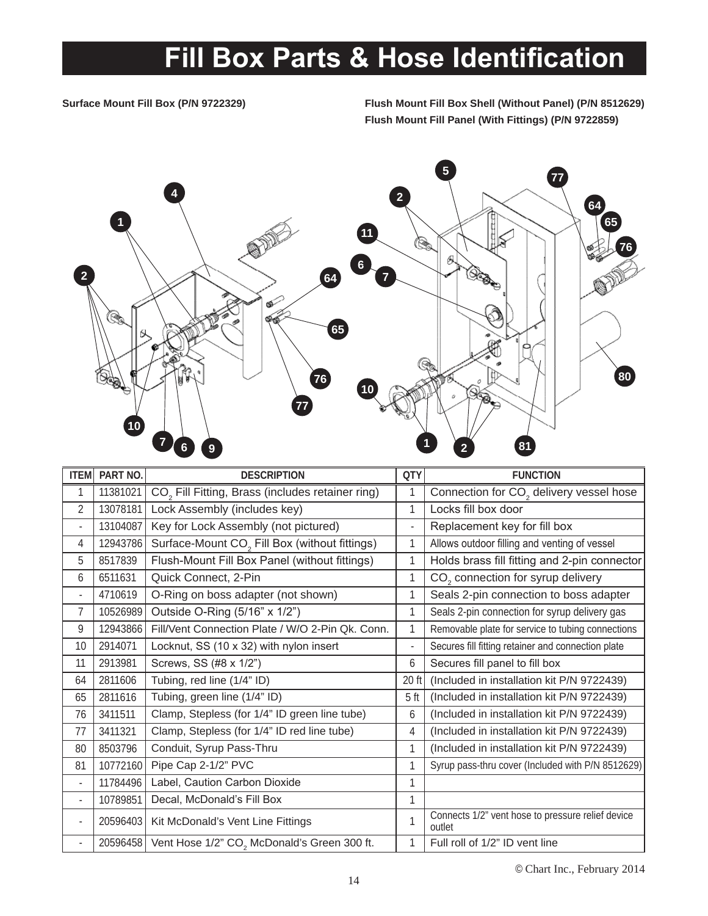# Fill Box Parts & Hose Identification

**Surface Mount Fill Box (P/N 9722329)**

**Flush Mount Fill Box Shell (Without Panel) (P/N 8512629)**
**Flush Mount Fill Panel (With Fittings) (P/N 9722859)**

| ITEM | PART NO. | DESCRIPTION | QTY | FUNCTION |
|---|---|---|---|---|
| 1 | 11381021 | $CO_2$ Fill Fitting, Brass (includes retainer ring) | 1 | Connection for $CO_2$ delivery vessel hose |
| 2 | 13078181 | Lock Assembly (includes key) | 1 | Locks fill box door |
| - | 13104087 | Key for Lock Assembly (not pictured) | - | Replacement key for fill box |
| 4 | 12943786 | Surface-Mount $CO_2$ Fill Box (without fittings) | 1 | Allows outdoor filling and venting of vessel |
| 5 | 8517839 | Flush-Mount Fill Box Panel (without fittings) | 1 | Holds brass fill fitting and 2-pin connector |
| 6 | 6511631 | Quick Connect, 2-Pin | 1 | $CO_2$ connection for syrup delivery |
| - | 4710619 | O-Ring on boss adapter (not shown) | 1 | Seals 2-pin connection to boss adapter |
| 7 | 10526989 | Outside O-Ring (5/16" x 1/2") | 1 | Seals 2-pin connection for syrup delivery gas |
| 9 | 12943866 | Fill/Vent Connection Plate / W/O 2-Pin Qk. Conn. | 1 | Removable plate for service to tubing connections |
| 10 | 2914071 | Locknut, SS (10 x 32) with nylon insert | - | Secures fill fitting retainer and connection plate |
| 11 | 2913981 | Screws, SS (#8 x 1/2") | 6 | Secures fill panel to fill box |
| 64 | 2811606 | Tubing, red line (1/4" ID) | 20 ft | (Included in installation kit P/N 9722439) |
| 65 | 2811616 | Tubing, green line (1/4" ID) | 5 ft | (Included in installation kit P/N 9722439) |
| 76 | 3411511 | Clamp, Stepless (for 1/4" ID green line tube) | 6 | (Included in installation kit P/N 9722439) |
| 77 | 3411321 | Clamp, Stepless (for 1/4" ID red line tube) | 4 | (Included in installation kit P/N 9722439) |
| 80 | 8503796 | Conduit, Syrup Pass-Thru | 1 | (Included in installation kit P/N 9722439) |
| 81 | 10772160 | Pipe Cap 2-1/2" PVC | 1 | Syrup pass-thru cover (Included with P/N 8512629) |
| - | 11784496 | Label, Caution Carbon Dioxide | 1 | |
| - | 10789851 | Decal, McDonald's Fill Box | 1 | |
| - | 20596403 | Kit McDonald's Vent Line Fittings | 1 | Connects 1/2" vent hose to pressure relief device outlet |
| - | 20596458 | Vent Hose 1/2" $CO_2$ McDonald's Green 300 ft. | 1 | Full roll of 1/2" ID vent line |

© Chart Inc., February 2014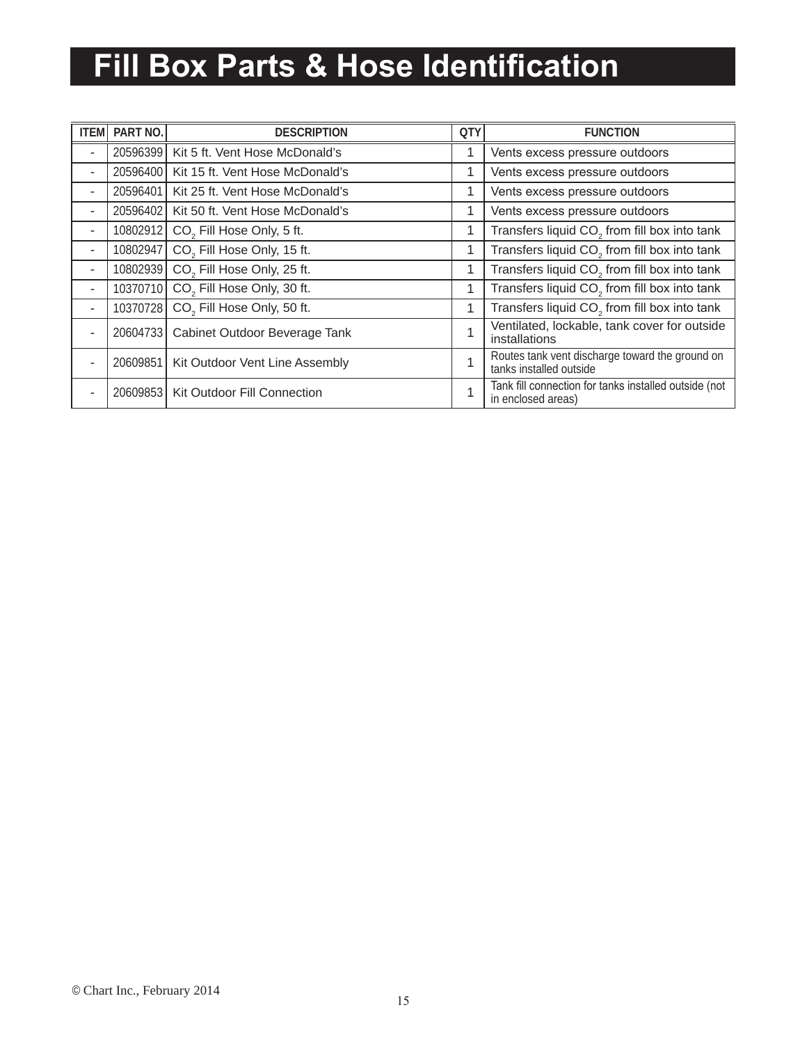# Fill Box Parts & Hose Identification

| ITEM | PART NO. | DESCRIPTION | QTY | FUNCTION |
|---|---|---|---|---|
| - | 20596399 | Kit 5 ft. Vent Hose McDonald's | 1 | Vents excess pressure outdoors |
| - | 20596400 | Kit 15 ft. Vent Hose McDonald's | 1 | Vents excess pressure outdoors |
| - | 20596401 | Kit 25 ft. Vent Hose McDonald's | 1 | Vents excess pressure outdoors |
| - | 20596402 | Kit 50 ft. Vent Hose McDonald's | 1 | Vents excess pressure outdoors |
| - | 10802912 | $CO_2$ Fill Hose Only, 5 ft. | 1 | Transfers liquid $CO_2$ from fill box into tank |
| - | 10802947 | $CO_2$ Fill Hose Only, 15 ft. | 1 | Transfers liquid $CO_2$ from fill box into tank |
| - | 10802939 | $CO_2$ Fill Hose Only, 25 ft. | 1 | Transfers liquid $CO_2$ from fill box into tank |
| - | 10370710 | $CO_2$ Fill Hose Only, 30 ft. | 1 | Transfers liquid $CO_2$ from fill box into tank |
| - | 10370728 | $CO_2$ Fill Hose Only, 50 ft. | 1 | Transfers liquid $CO_2$ from fill box into tank |
| - | 20604733 | Cabinet Outdoor Beverage Tank | 1 | Ventilated, lockable, tank cover for outside installations |
| - | 20609851 | Kit Outdoor Vent Line Assembly | 1 | Routes tank vent discharge toward the ground on tanks installed outside |
| - | 20609853 | Kit Outdoor Fill Connection | 1 | Tank fill connection for tanks installed outside (not in enclosed areas) |

© Chart Inc., February 2014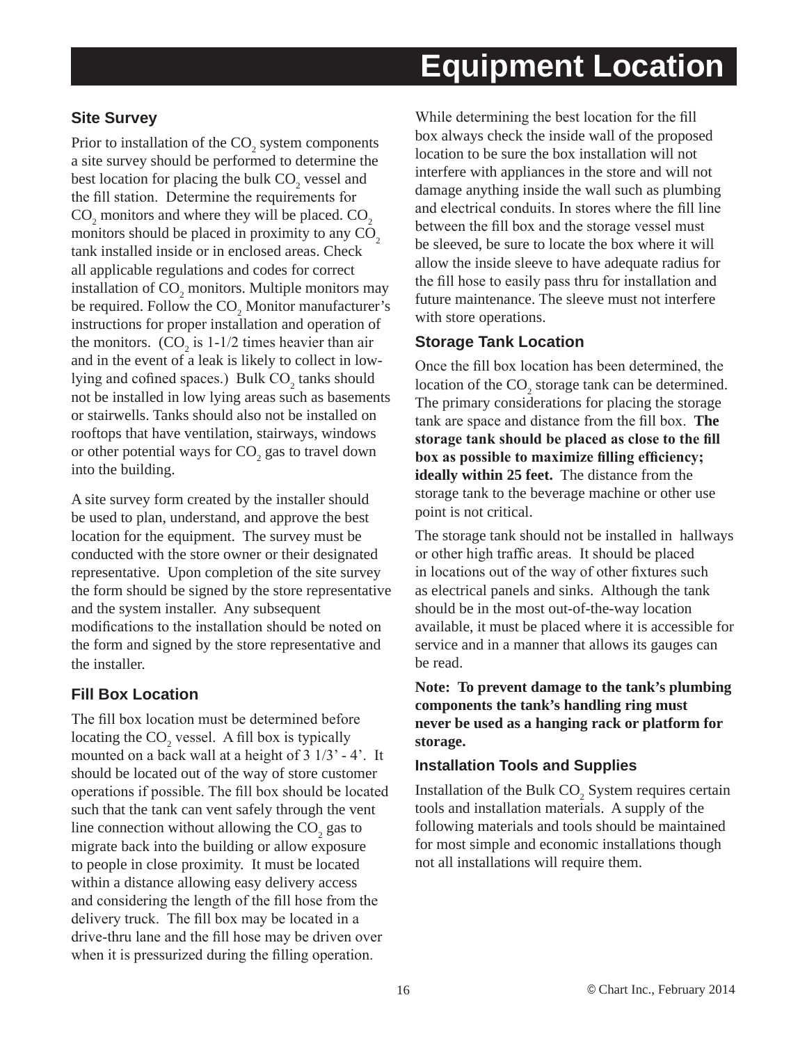# Equipment Location

## Site Survey

Prior to installation of the $CO_2$ system components a site survey should be performed to determine the best location for placing the bulk $CO_2$ vessel and the fill station. Determine the requirements for $CO_2$ monitors and where they will be placed. $CO_2$ monitors should be placed in proximity to any $CO_2$ tank installed inside or in enclosed areas. Check all applicable regulations and codes for correct installation of $CO_2$ monitors. Multiple monitors may be required. Follow the $CO_2$ Monitor manufacturer's instructions for proper installation and operation of the monitors. ($CO_2$ is 1-1/2 times heavier than air and in the event of a leak is likely to collect in low-lying and cofined spaces.) Bulk $CO_2$ tanks should not be installed in low lying areas such as basements or stairwells. Tanks should also not be installed on rooftops that have ventilation, stairways, windows or other potential ways for $CO_2$ gas to travel down into the building.

A site survey form created by the installer should be used to plan, understand, and approve the best location for the equipment. The survey must be conducted with the store owner or their designated representative. Upon completion of the site survey the form should be signed by the store representative and the system installer. Any subsequent modifications to the installation should be noted on the form and signed by the store representative and the installer.

## Fill Box Location

The fill box location must be determined before locating the $CO_2$ vessel. A fill box is typically mounted on a back wall at a height of 3 1/3' - 4'. It should be located out of the way of store customer operations if possible. The fill box should be located such that the tank can vent safely through the vent line connection without allowing the $CO_2$ gas to migrate back into the building or allow exposure to people in close proximity. It must be located within a distance allowing easy delivery access and considering the length of the fill hose from the delivery truck. The fill box may be located in a drive-thru lane and the fill hose may be driven over when it is pressurized during the filling operation.

While determining the best location for the fill box always check the inside wall of the proposed location to be sure the box installation will not interfere with appliances in the store and will not damage anything inside the wall such as plumbing and electrical conduits. In stores where the fill line between the fill box and the storage vessel must be sleeved, be sure to locate the box where it will allow the inside sleeve to have adequate radius for the fill hose to easily pass thru for installation and future maintenance. The sleeve must not interfere with store operations.

## Storage Tank Location

Once the fill box location has been determined, the location of the $CO_2$ storage tank can be determined. The primary considerations for placing the storage tank are space and distance from the fill box. **The storage tank should be placed as close to the fill box as possible to maximize filling efficiency; ideally within 25 feet.** The distance from the storage tank to the beverage machine or other use point is not critical.

The storage tank should not be installed in hallways or other high traffic areas. It should be placed in locations out of the way of other fixtures such as electrical panels and sinks. Although the tank should be in the most out-of-the-way location available, it must be placed where it is accessible for service and in a manner that allows its gauges can be read.

**Note: To prevent damage to the tank's plumbing components the tank's handling ring must never be used as a hanging rack or platform for storage.**

## Installation Tools and Supplies

Installation of the Bulk $CO_2$ System requires certain tools and installation materials. A supply of the following materials and tools should be maintained for most simple and economic installations though not all installations will require them.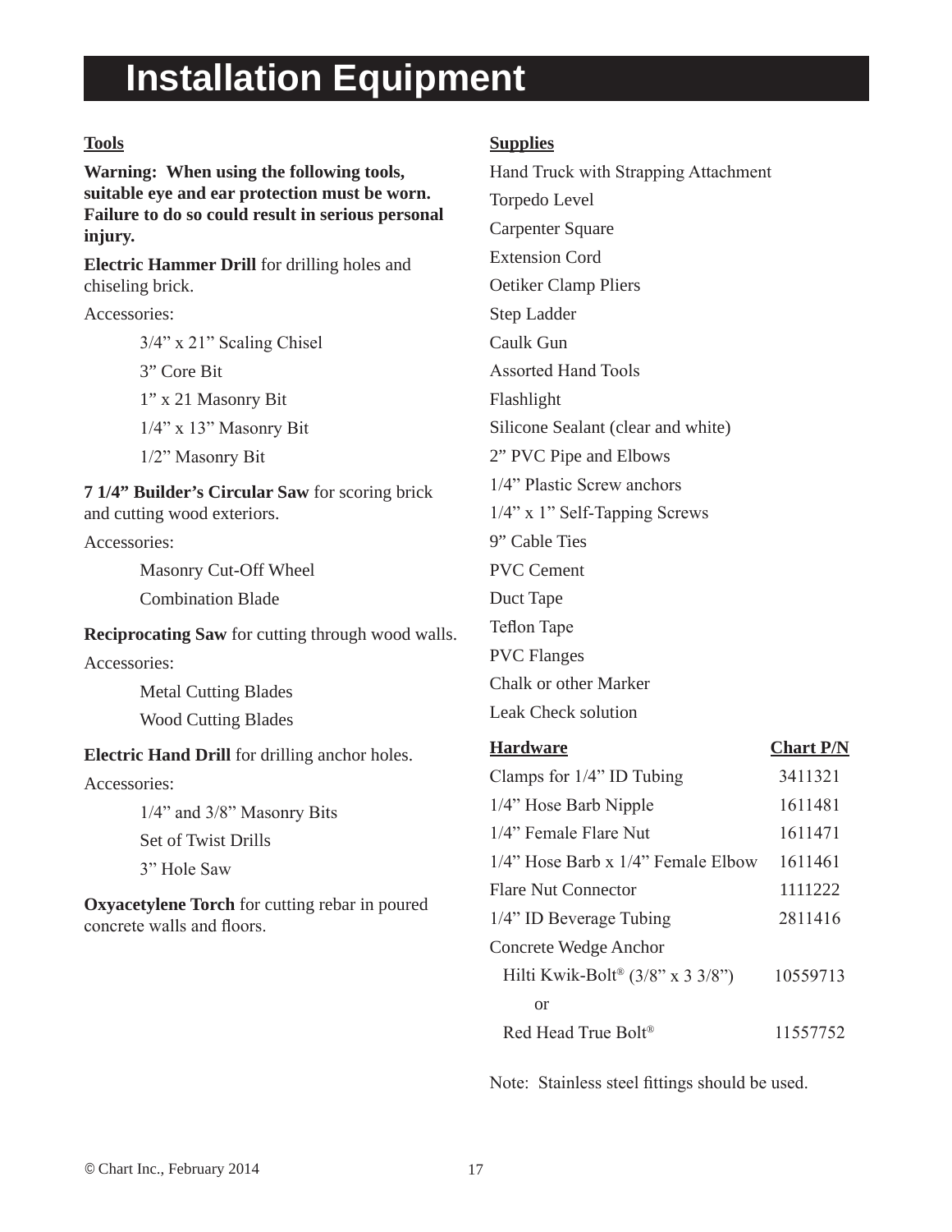# Installation Equipment

**Tools**

**Warning: When using the following tools, suitable eye and ear protection must be worn. Failure to do so could result in serious personal injury.**

**Electric Hammer Drill** for drilling holes and chiseling brick.

Accessories:

- 3/4” x 21” Scaling Chisel
- 3” Core Bit
- 1” x 21 Masonry Bit
- 1/4” x 13” Masonry Bit
- 1/2” Masonry Bit

**7 1/4” Builder’s Circular Saw** for scoring brick and cutting wood exteriors.

Accessories:

- Masonry Cut-Off Wheel
- Combination Blade

**Reciprocating Saw** for cutting through wood walls.

Accessories:

- Metal Cutting Blades
- Wood Cutting Blades

**Electric Hand Drill** for drilling anchor holes.

Accessories:

- 1/4” and 3/8” Masonry Bits
- Set of Twist Drills
- 3” Hole Saw

**Oxyacetylene Torch** for cutting rebar in poured concrete walls and floors.

**Supplies**

- Hand Truck with Strapping Attachment
- Torpedo Level
- Carpenter Square
- Extension Cord
- Oetiker Clamp Pliers
- Step Ladder
- Caulk Gun
- Assorted Hand Tools
- Flashlight
- Silicone Sealant (clear and white)
- 2” PVC Pipe and Elbows
- 1/4” Plastic Screw anchors
- 1/4” x 1” Self-Tapping Screws
- 9” Cable Ties
- PVC Cement
- Duct Tape
- Teflon Tape
- PVC Flanges
- Chalk or other Marker
- Leak Check solution

| **Hardware** | **Chart P/N** |
|---|---|
| Clamps for 1/4” ID Tubing | 3411321 |
| 1/4” Hose Barb Nipple | 1611481 |
| 1/4” Female Flare Nut | 1611471 |
| 1/4” Hose Barb x 1/4” Female Elbow | 1611461 |
| Flare Nut Connector | 1111222 |
| 1/4” ID Beverage Tubing | 2811416 |
| Concrete Wedge Anchor | |
| Hilti Kwik-Bolt® (3/8” x 3 3/8”) | 10559713 |
| or | |
| Red Head True Bolt® | 11557752 |

Note: Stainless steel fittings should be used.

© Chart Inc., February 2014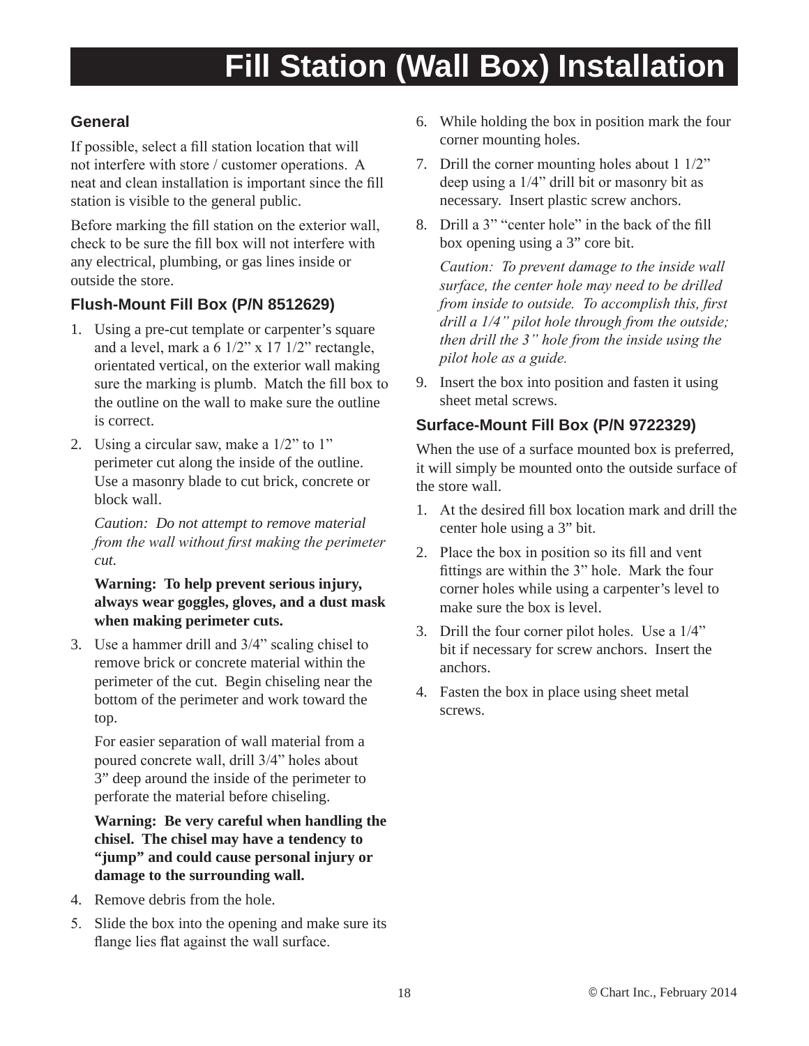# Fill Station (Wall Box) Installation

## General

If possible, select a fill station location that will not interfere with store / customer operations. A neat and clean installation is important since the fill station is visible to the general public.

Before marking the fill station on the exterior wall, check to be sure the fill box will not interfere with any electrical, plumbing, or gas lines inside or outside the store.

## Flush-Mount Fill Box (P/N 8512629)

1. Using a pre-cut template or carpenter's square and a level, mark a 6 1/2" x 17 1/2" rectangle, orientated vertical, on the exterior wall making sure the marking is plumb. Match the fill box to the outline on the wall to make sure the outline is correct.
2. Using a circular saw, make a 1/2" to 1" perimeter cut along the inside of the outline. Use a masonry blade to cut brick, concrete or block wall.

   *Caution: Do not attempt to remove material from the wall without first making the perimeter cut.*

   **Warning: To help prevent serious injury, always wear goggles, gloves, and a dust mask when making perimeter cuts.**
3. Use a hammer drill and 3/4" scaling chisel to remove brick or concrete material within the perimeter of the cut. Begin chiseling near the bottom of the perimeter and work toward the top.

   For easier separation of wall material from a poured concrete wall, drill 3/4" holes about 3" deep around the inside of the perimeter to perforate the material before chiseling.

   **Warning: Be very careful when handling the chisel. The chisel may have a tendency to "jump" and could cause personal injury or damage to the surrounding wall.**
4. Remove debris from the hole.
5. Slide the box into the opening and make sure its flange lies flat against the wall surface.
6. While holding the box in position mark the four corner mounting holes.
7. Drill the corner mounting holes about 1 1/2" deep using a 1/4" drill bit or masonry bit as necessary. Insert plastic screw anchors.
8. Drill a 3" "center hole" in the back of the fill box opening using a 3" core bit.

   *Caution: To prevent damage to the inside wall surface, the center hole may need to be drilled from inside to outside. To accomplish this, first drill a 1/4" pilot hole through from the outside; then drill the 3" hole from the inside using the pilot hole as a guide.*
9. Insert the box into position and fasten it using sheet metal screws.

## Surface-Mount Fill Box (P/N 9722329)

When the use of a surface mounted box is preferred, it will simply be mounted onto the outside surface of the store wall.

1. At the desired fill box location mark and drill the center hole using a 3" bit.
2. Place the box in position so its fill and vent fittings are within the 3" hole. Mark the four corner holes while using a carpenter's level to make sure the box is level.
3. Drill the four corner pilot holes. Use a 1/4" bit if necessary for screw anchors. Insert the anchors.
4. Fasten the box in place using sheet metal screws.

© Chart Inc., February 2014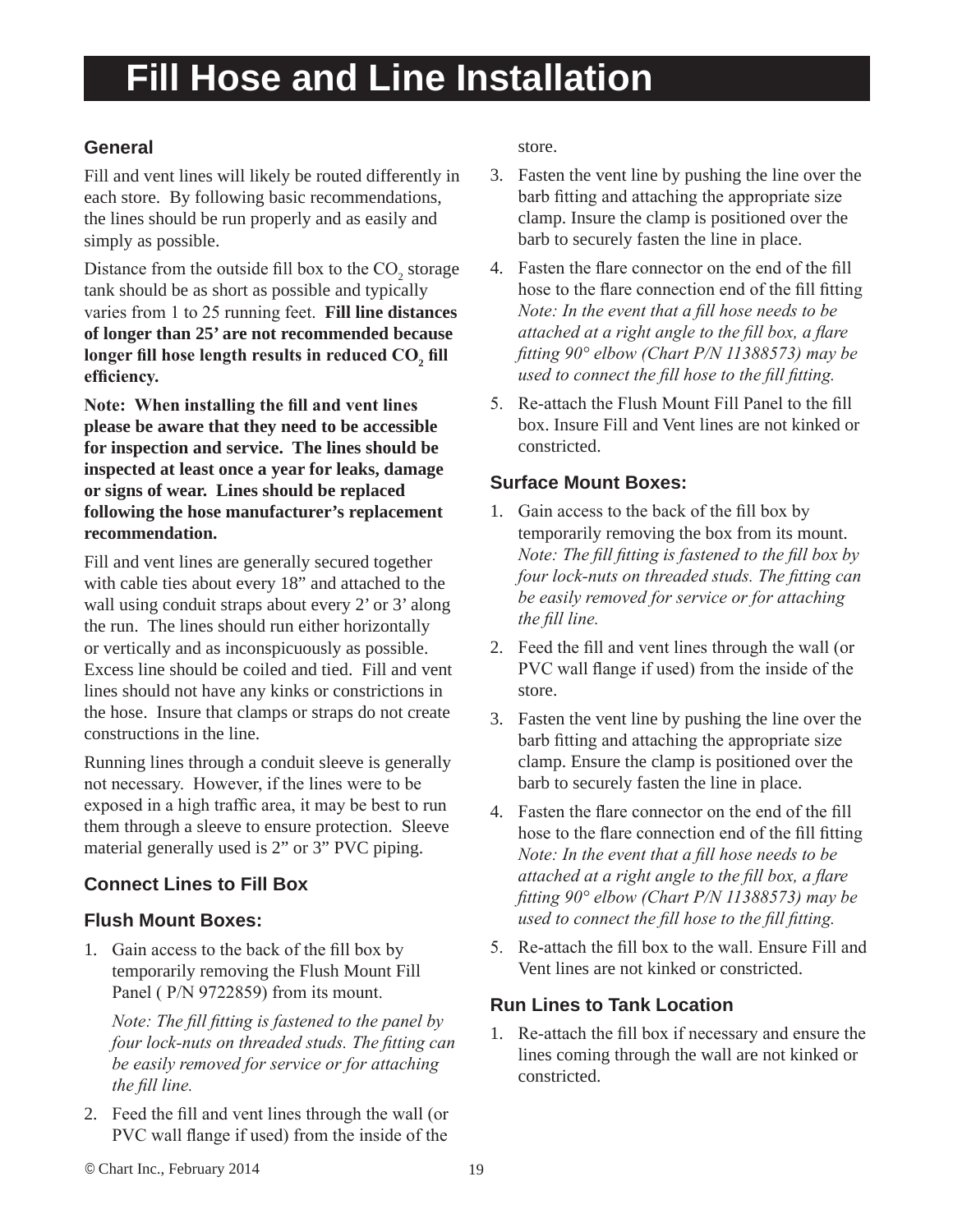# Fill Hose and Line Installation

### General

Fill and vent lines will likely be routed differently in each store. By following basic recommendations, the lines should be run properly and as easily and simply as possible.

Distance from the outside fill box to the $CO_2$ storage tank should be as short as possible and typically varies from 1 to 25 running feet. **Fill line distances of longer than 25' are not recommended because longer fill hose length results in reduced $CO_2$ fill efficiency.**

**Note: When installing the fill and vent lines please be aware that they need to be accessible for inspection and service. The lines should be inspected at least once a year for leaks, damage or signs of wear. Lines should be replaced following the hose manufacturer's replacement recommendation.**

Fill and vent lines are generally secured together with cable ties about every 18" and attached to the wall using conduit straps about every 2' or 3' along the run. The lines should run either horizontally or vertically and as inconspicuously as possible. Excess line should be coiled and tied. Fill and vent lines should not have any kinks or constrictions in the hose. Insure that clamps or straps do not create constructions in the line.

Running lines through a conduit sleeve is generally not necessary. However, if the lines were to be exposed in a high traffic area, it may be best to run them through a sleeve to ensure protection. Sleeve material generally used is 2" or 3" PVC piping.

### Connect Lines to Fill Box

### Flush Mount Boxes:

1. Gain access to the back of the fill box by temporarily removing the Flush Mount Fill Panel ( P/N 9722859) from its mount.

   *Note: The fill fitting is fastened to the panel by four lock-nuts on threaded studs. The fitting can be easily removed for service or for attaching the fill line.*

2. Feed the fill and vent lines through the wall (or PVC wall flange if used) from the inside of the store.
3. Fasten the vent line by pushing the line over the barb fitting and attaching the appropriate size clamp. Insure the clamp is positioned over the barb to securely fasten the line in place.
4. Fasten the flare connector on the end of the fill hose to the flare connection end of the fill fitting *Note: In the event that a fill hose needs to be attached at a right angle to the fill box, a flare fitting 90° elbow (Chart P/N 11388573) may be used to connect the fill hose to the fill fitting.*
5. Re-attach the Flush Mount Fill Panel to the fill box. Insure Fill and Vent lines are not kinked or constricted.

### Surface Mount Boxes:

1. Gain access to the back of the fill box by temporarily removing the box from its mount. *Note: The fill fitting is fastened to the fill box by four lock-nuts on threaded studs. The fitting can be easily removed for service or for attaching the fill line.*
2. Feed the fill and vent lines through the wall (or PVC wall flange if used) from the inside of the store.
3. Fasten the vent line by pushing the line over the barb fitting and attaching the appropriate size clamp. Ensure the clamp is positioned over the barb to securely fasten the line in place.
4. Fasten the flare connector on the end of the fill hose to the flare connection end of the fill fitting *Note: In the event that a fill hose needs to be attached at a right angle to the fill box, a flare fitting 90° elbow (Chart P/N 11388573) may be used to connect the fill hose to the fill fitting.*
5. Re-attach the fill box to the wall. Ensure Fill and Vent lines are not kinked or constricted.

### Run Lines to Tank Location

1. Re-attach the fill box if necessary and ensure the lines coming through the wall are not kinked or constricted.

© Chart Inc., February 2014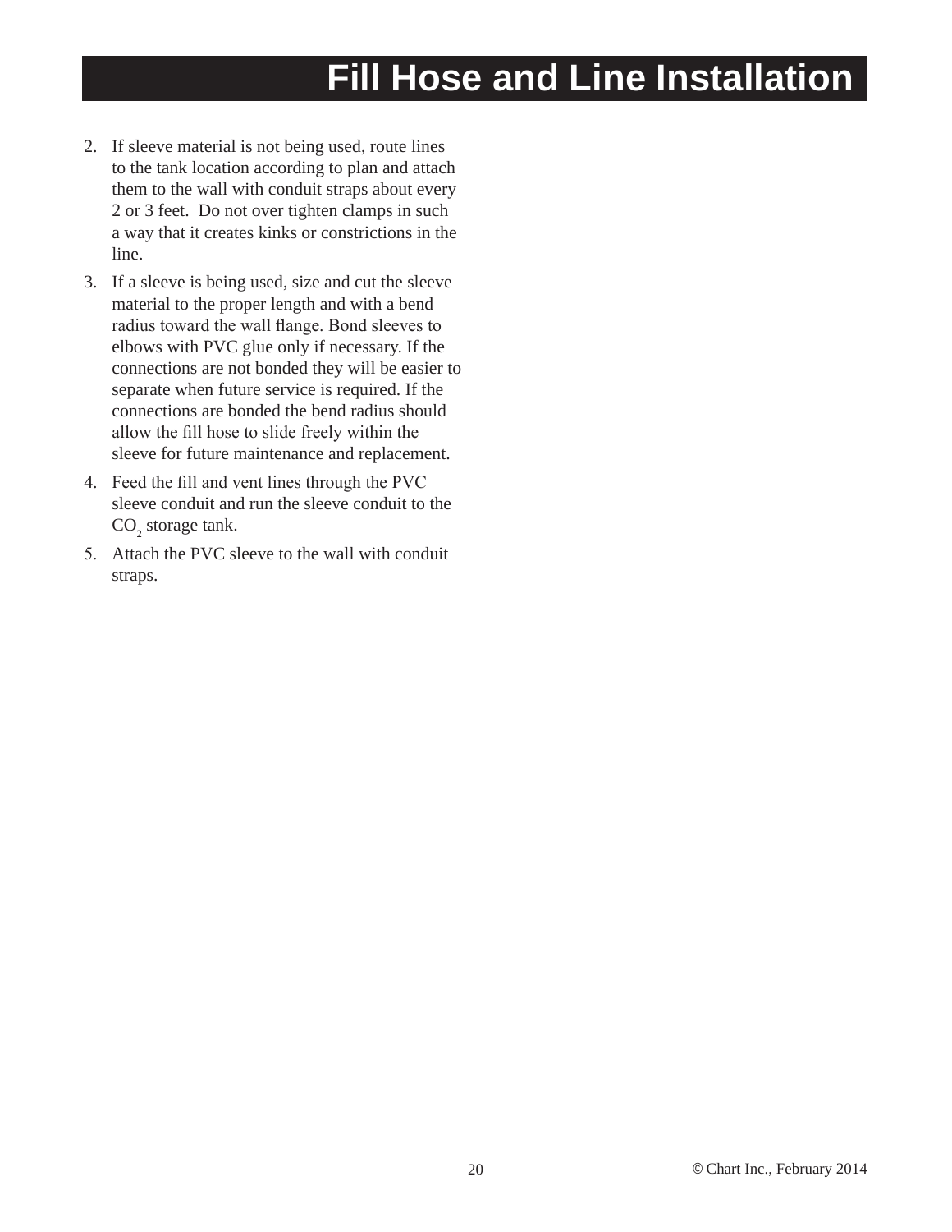# Fill Hose and Line Installation

2. If sleeve material is not being used, route lines to the tank location according to plan and attach them to the wall with conduit straps about every 2 or 3 feet. Do not over tighten clamps in such a way that it creates kinks or constrictions in the line.
3. If a sleeve is being used, size and cut the sleeve material to the proper length and with a bend radius toward the wall flange. Bond sleeves to elbows with PVC glue only if necessary. If the connections are not bonded they will be easier to separate when future service is required. If the connections are bonded the bend radius should allow the fill hose to slide freely within the sleeve for future maintenance and replacement.
4. Feed the fill and vent lines through the PVC sleeve conduit and run the sleeve conduit to the $CO_2$ storage tank.
5. Attach the PVC sleeve to the wall with conduit straps.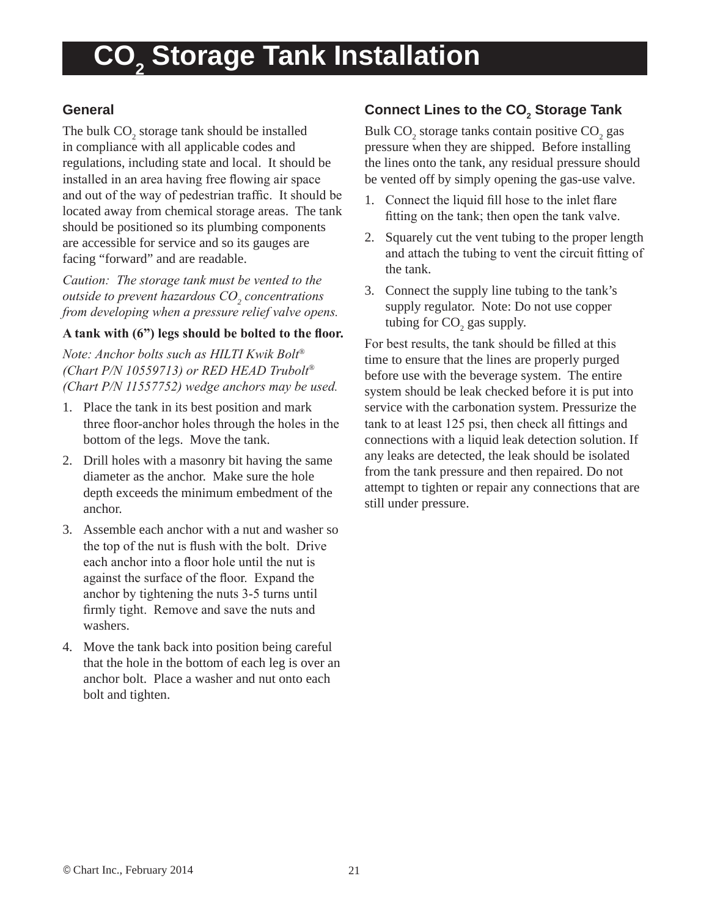# $CO_2$ Storage Tank Installation

## General

The bulk $CO_2$ storage tank should be installed in compliance with all applicable codes and regulations, including state and local. It should be installed in an area having free flowing air space and out of the way of pedestrian traffic. It should be located away from chemical storage areas. The tank should be positioned so its plumbing components are accessible for service and so its gauges are facing "forward" and are readable.

*Caution: The storage tank must be vented to the outside to prevent hazardous $CO_2$ concentrations from developing when a pressure relief valve opens.*

**A tank with (6") legs should be bolted to the floor.**

*Note: Anchor bolts such as HILTI Kwik Bolt® (Chart P/N 10559713) or RED HEAD Trubolt® (Chart P/N 11557752) wedge anchors may be used.*

1. Place the tank in its best position and mark three floor-anchor holes through the holes in the bottom of the legs. Move the tank.
2. Drill holes with a masonry bit having the same diameter as the anchor. Make sure the hole depth exceeds the minimum embedment of the anchor.
3. Assemble each anchor with a nut and washer so the top of the nut is flush with the bolt. Drive each anchor into a floor hole until the nut is against the surface of the floor. Expand the anchor by tightening the nuts 3-5 turns until firmly tight. Remove and save the nuts and washers.
4. Move the tank back into position being careful that the hole in the bottom of each leg is over an anchor bolt. Place a washer and nut onto each bolt and tighten.

## Connect Lines to the $CO_2$ Storage Tank

Bulk $CO_2$ storage tanks contain positive $CO_2$ gas pressure when they are shipped. Before installing the lines onto the tank, any residual pressure should be vented off by simply opening the gas-use valve.

1. Connect the liquid fill hose to the inlet flare fitting on the tank; then open the tank valve.
2. Squarely cut the vent tubing to the proper length and attach the tubing to vent the circuit fitting of the tank.
3. Connect the supply line tubing to the tank's supply regulator. Note: Do not use copper tubing for $CO_2$ gas supply.

For best results, the tank should be filled at this time to ensure that the lines are properly purged before use with the beverage system. The entire system should be leak checked before it is put into service with the carbonation system. Pressurize the tank to at least 125 psi, then check all fittings and connections with a liquid leak detection solution. If any leaks are detected, the leak should be isolated from the tank pressure and then repaired. Do not attempt to tighten or repair any connections that are still under pressure.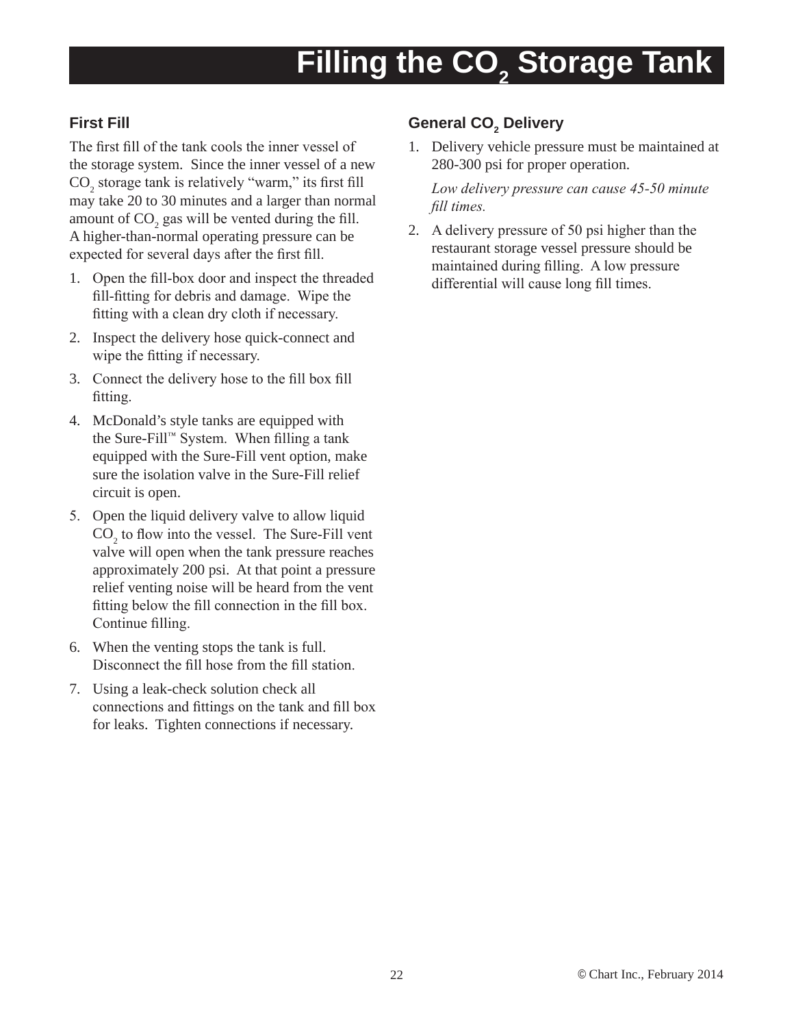# Filling the $CO_2$ Storage Tank

## First Fill

The first fill of the tank cools the inner vessel of the storage system. Since the inner vessel of a new $CO_2$ storage tank is relatively "warm," its first fill may take 20 to 30 minutes and a larger than normal amount of $CO_2$ gas will be vented during the fill. A higher-than-normal operating pressure can be expected for several days after the first fill.

1. Open the fill-box door and inspect the threaded fill-fitting for debris and damage. Wipe the fitting with a clean dry cloth if necessary.
2. Inspect the delivery hose quick-connect and wipe the fitting if necessary.
3. Connect the delivery hose to the fill box fill fitting.
4. McDonald's style tanks are equipped with the Sure-Fill™ System. When filling a tank equipped with the Sure-Fill vent option, make sure the isolation valve in the Sure-Fill relief circuit is open.
5. Open the liquid delivery valve to allow liquid $CO_2$ to flow into the vessel. The Sure-Fill vent valve will open when the tank pressure reaches approximately 200 psi. At that point a pressure relief venting noise will be heard from the vent fitting below the fill connection in the fill box. Continue filling.
6. When the venting stops the tank is full. Disconnect the fill hose from the fill station.
7. Using a leak-check solution check all connections and fittings on the tank and fill box for leaks. Tighten connections if necessary.

## General $CO_2$ Delivery

1. Delivery vehicle pressure must be maintained at 280-300 psi for proper operation.

   *Low delivery pressure can cause 45-50 minute fill times.*

2. A delivery pressure of 50 psi higher than the restaurant storage vessel pressure should be maintained during filling. A low pressure differential will cause long fill times.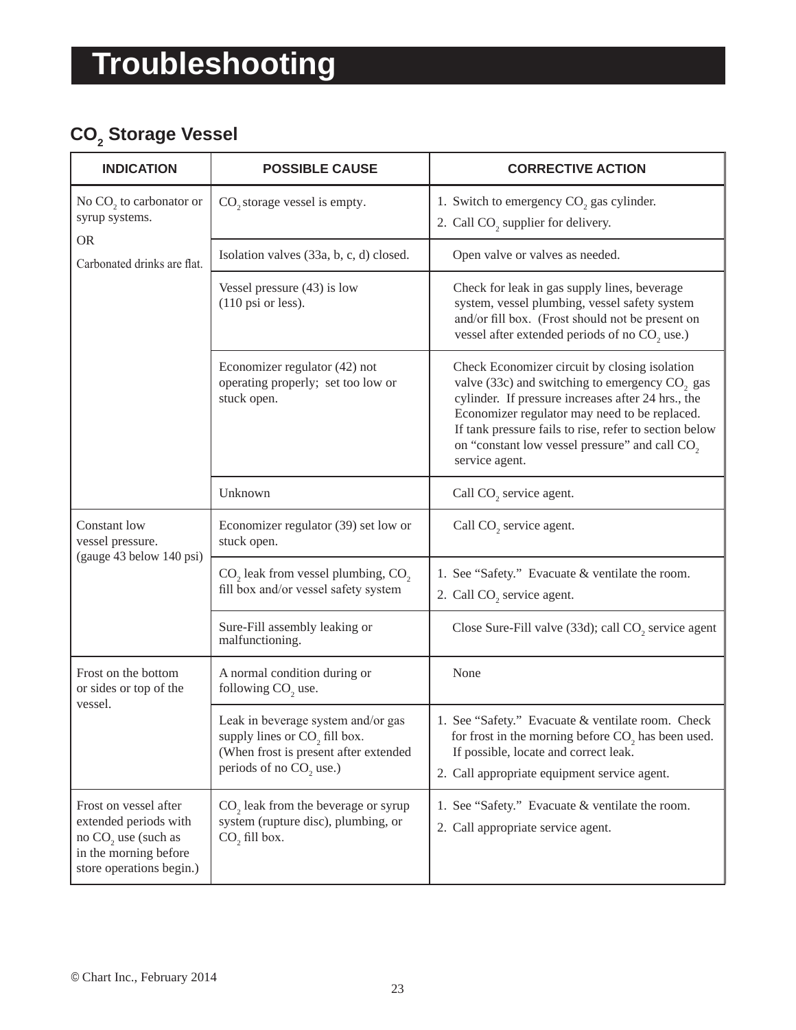# Troubleshooting

## $CO_2$ Storage Vessel

| INDICATION | POSSIBLE CAUSE | CORRECTIVE ACTION |
|---|---|---|
| No $CO_2$ to carbonator or syrup systems. OR Carbonated drinks are flat. | $CO_2$ storage vessel is empty. | 1. Switch to emergency $CO_2$ gas cylinder. 2. Call $CO_2$ supplier for delivery. |
| | Isolation valves (33a, b, c, d) closed. | Open valve or valves as needed. |
| | Vessel pressure (43) is low (110 psi or less). | Check for leak in gas supply lines, beverage system, vessel plumbing, vessel safety system and/or fill box. (Frost should not be present on vessel after extended periods of no $CO_2$ use.) |
| | Economizer regulator (42) not operating properly; set too low or stuck open. | Check Economizer circuit by closing isolation valve (33c) and switching to emergency $CO_2$ gas cylinder. If pressure increases after 24 hrs., the Economizer regulator may need to be replaced. If tank pressure fails to rise, refer to section below on "constant low vessel pressure" and call $CO_2$ service agent. |
| | Unknown | Call $CO_2$ service agent. |
| Constant low vessel pressure. (gauge 43 below 140 psi) | Economizer regulator (39) set low or stuck open. | Call $CO_2$ service agent. |
| | $CO_2$ leak from vessel plumbing, $CO_2$ fill box and/or vessel safety system | 1. See "Safety." Evacuate & ventilate the room. 2. Call $CO_2$ service agent. |
| | Sure-Fill assembly leaking or malfunctioning. | Close Sure-Fill valve (33d); call $CO_2$ service agent |
| Frost on the bottom or sides or top of the vessel. | A normal condition during or following $CO_2$ use. | None |
| | Leak in beverage system and/or gas supply lines or $CO_2$ fill box. (When frost is present after extended periods of no $CO_2$ use.) | 1. See "Safety." Evacuate & ventilate room. Check for frost in the morning before $CO_2$ has been used. If possible, locate and correct leak. 2. Call appropriate equipment service agent. |
| Frost on vessel after extended periods with no $CO_2$ use (such as in the morning before store operations begin.) | $CO_2$ leak from the beverage or syrup system (rupture disc), plumbing, or $CO_2$ fill box. | 1. See "Safety." Evacuate & ventilate the room. 2. Call appropriate service agent. |

© Chart Inc., February 2014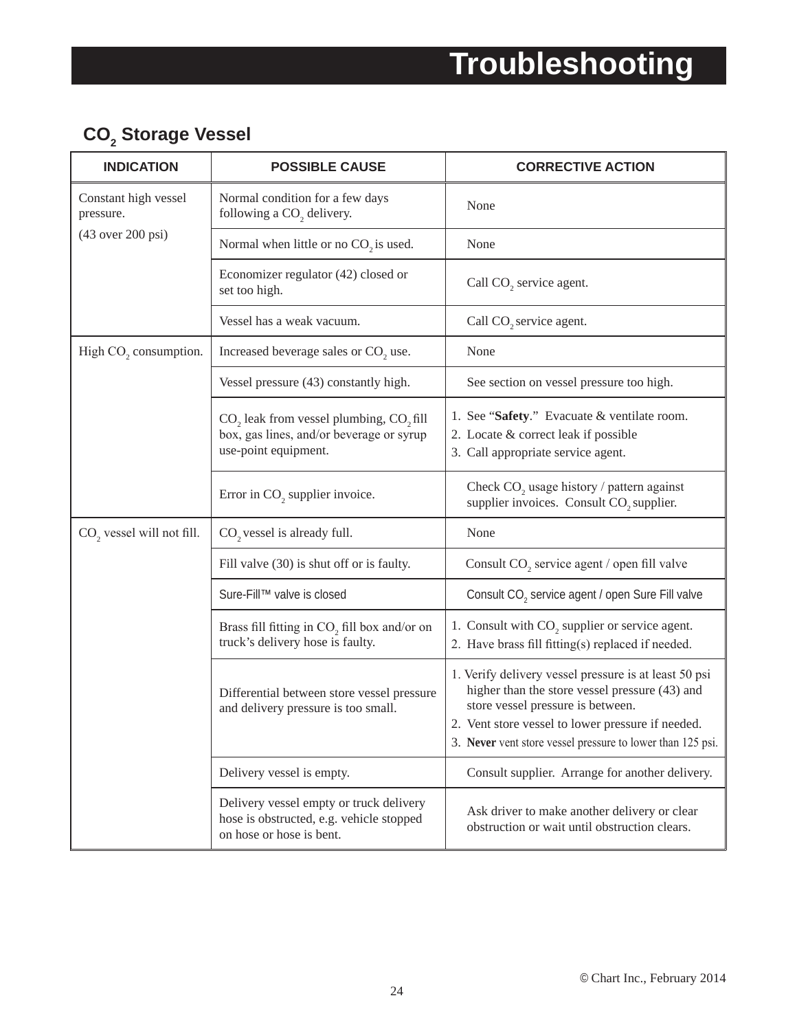# Troubleshooting

## $CO_2$ Storage Vessel

| INDICATION | POSSIBLE CAUSE | CORRECTIVE ACTION |
|---|---|---|
| Constant high vessel pressure.<br>(43 over 200 psi) | Normal condition for a few days following a $CO_2$ delivery. | None |
| | Normal when little or no $CO_2$ is used. | None |
| | Economizer regulator (42) closed or set too high. | Call $CO_2$ service agent. |
| | Vessel has a weak vacuum. | Call $CO_2$ service agent. |
| High $CO_2$ consumption. | Increased beverage sales or $CO_2$ use. | None |
| | Vessel pressure (43) constantly high. | See section on vessel pressure too high. |
| | $CO_2$ leak from vessel plumbing, $CO_2$ fill box, gas lines, and/or beverage or syrup use-point equipment. | 1. See "**Safety**." Evacuate & ventilate room.<br>2. Locate & correct leak if possible<br>3. Call appropriate service agent. |
| | Error in $CO_2$ supplier invoice. | Check $CO_2$ usage history / pattern against supplier invoices. Consult $CO_2$ supplier. |
| $CO_2$ vessel will not fill. | $CO_2$ vessel is already full. | None |
| | Fill valve (30) is shut off or is faulty. | Consult $CO_2$ service agent / open fill valve |
| | Sure-Fill™ valve is closed | Consult $CO_2$ service agent / open Sure Fill valve |
| | Brass fill fitting in $CO_2$ fill box and/or on truck's delivery hose is faulty. | 1. Consult with $CO_2$ supplier or service agent.<br>2. Have brass fill fitting(s) replaced if needed. |
| | Differential between store vessel pressure and delivery pressure is too small. | 1. Verify delivery vessel pressure is at least 50 psi higher than the store vessel pressure (43) and store vessel pressure is between.<br>2. Vent store vessel to lower pressure if needed.<br>3. **Never** vent store vessel pressure to lower than 125 psi. |
| | Delivery vessel is empty. | Consult supplier. Arrange for another delivery. |
| | Delivery vessel empty or truck delivery hose is obstructed, e.g. vehicle stopped on hose or hose is bent. | Ask driver to make another delivery or clear obstruction or wait until obstruction clears. |

© Chart Inc., February 2014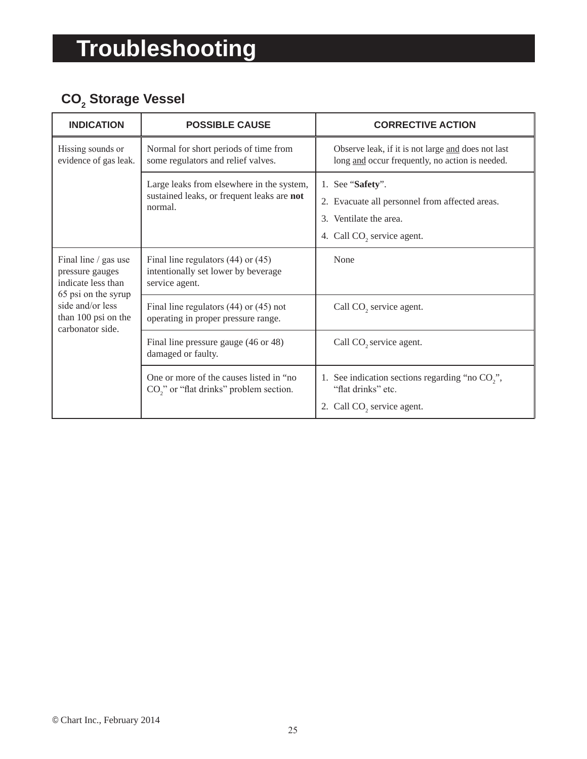# Troubleshooting

## $CO_2$ Storage Vessel

| INDICATION | POSSIBLE CAUSE | CORRECTIVE ACTION |
|---|---|---|
| Hissing sounds or evidence of gas leak. | Normal for short periods of time from some regulators and relief valves. | Observe leak, if it is not large and does not last long and occur frequently, no action is needed. |
| | Large leaks from elsewhere in the system, sustained leaks, or frequent leaks are **not** normal. | 1. See "**Safety**". 2. Evacuate all personnel from affected areas. 3. Ventilate the area. 4. Call $CO_2$ service agent. |
| Final line / gas use pressure gauges indicate less than 65 psi on the syrup side and/or less than 100 psi on the carbonator side. | Final line regulators (44) or (45) intentionally set lower by beverage service agent. | None |
| | Final line regulators (44) or (45) not operating in proper pressure range. | Call $CO_2$ service agent. |
| | Final line pressure gauge (46 or 48) damaged or faulty. | Call $CO_2$ service agent. |
| | One or more of the causes listed in "no $CO_2$" or "flat drinks" problem section. | 1. See indication sections regarding "no $CO_2$", "flat drinks" etc. 2. Call $CO_2$ service agent. |

© Chart Inc., February 2014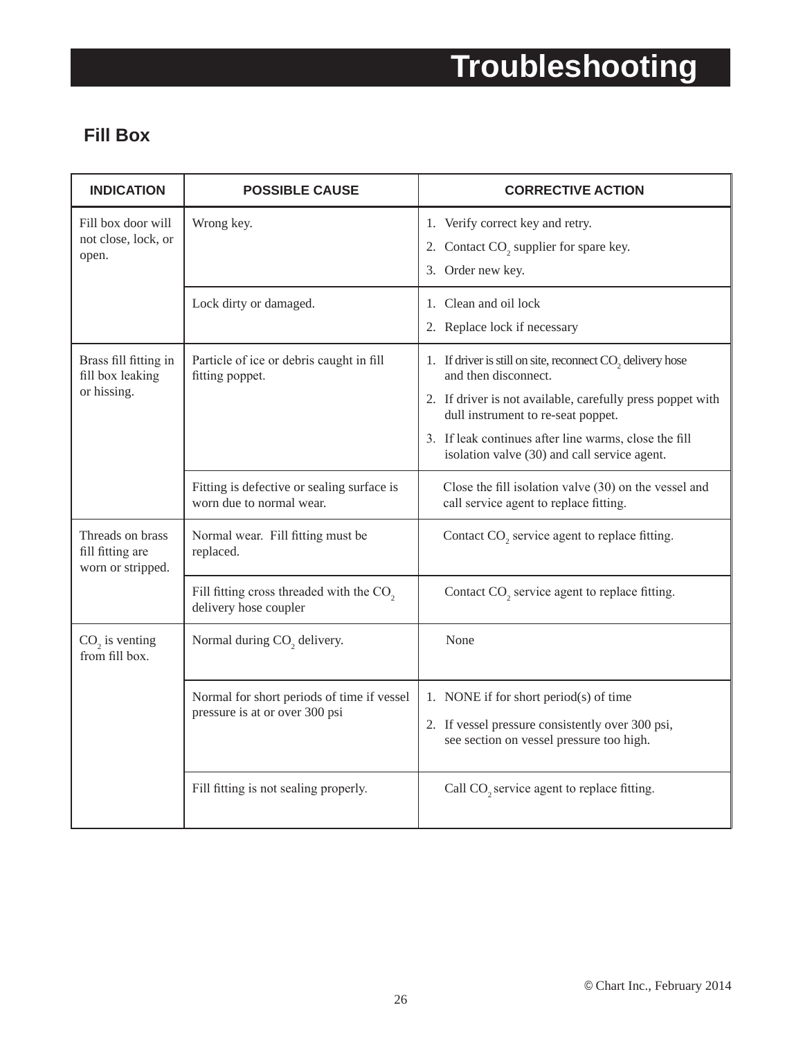# Troubleshooting

## Fill Box

| INDICATION | POSSIBLE CAUSE | CORRECTIVE ACTION |
|---|---|---|
| Fill box door will not close, lock, or open. | Wrong key. | 1. Verify correct key and retry.<br>2. Contact $CO_2$ supplier for spare key.<br>3. Order new key. |
| | Lock dirty or damaged. | 1. Clean and oil lock<br>2. Replace lock if necessary |
| Brass fill fitting in fill box leaking or hissing. | Particle of ice or debris caught in fill fitting poppet. | 1. If driver is still on site, reconnect $CO_2$ delivery hose and then disconnect.<br>2. If driver is not available, carefully press poppet with dull instrument to re-seat poppet.<br>3. If leak continues after line warms, close the fill isolation valve (30) and call service agent. |
| | Fitting is defective or sealing surface is worn due to normal wear. | Close the fill isolation valve (30) on the vessel and call service agent to replace fitting. |
| Threads on brass fill fitting are worn or stripped. | Normal wear. Fill fitting must be replaced. | Contact $CO_2$ service agent to replace fitting. |
| | Fill fitting cross threaded with the $CO_2$ delivery hose coupler | Contact $CO_2$ service agent to replace fitting. |
| $CO_2$ is venting from fill box. | Normal during $CO_2$ delivery. | None |
| | Normal for short periods of time if vessel pressure is at or over 300 psi | 1. NONE if for short period(s) of time<br>2. If vessel pressure consistently over 300 psi, see section on vessel pressure too high. |
| | Fill fitting is not sealing properly. | Call $CO_2$ service agent to replace fitting. |

© Chart Inc., February 2014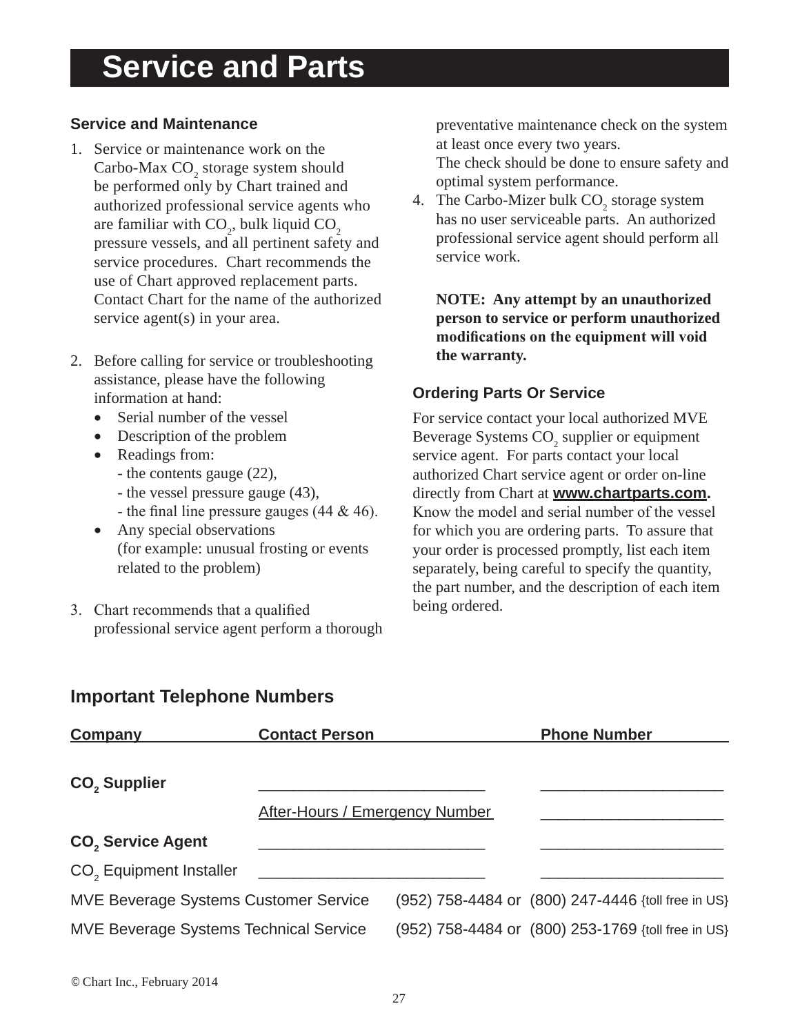# Service and Parts

## Service and Maintenance

1. Service or maintenance work on the Carbo-Max $CO_2$ storage system should be performed only by Chart trained and authorized professional service agents who are familiar with $CO_2$, bulk liquid $CO_2$ pressure vessels, and all pertinent safety and service procedures. Chart recommends the use of Chart approved replacement parts. Contact Chart for the name of the authorized service agent(s) in your area.

2. Before calling for service or troubleshooting assistance, please have the following information at hand:
   - Serial number of the vessel
   - Description of the problem
   - Readings from:
     - the contents gauge (22),
     - the vessel pressure gauge (43),
     - the final line pressure gauges (44 & 46).
   - Any special observations (for example: unusual frosting or events related to the problem)

3. Chart recommends that a qualified professional service agent perform a thorough preventative maintenance check on the system at least once every two years. The check should be done to ensure safety and optimal system performance.

4. The Carbo-Mizer bulk $CO_2$ storage system has no user serviceable parts. An authorized professional service agent should perform all service work.

   **NOTE: Any attempt by an unauthorized person to service or perform unauthorized modifications on the equipment will void the warranty.**

## Ordering Parts Or Service

For service contact your local authorized MVE Beverage Systems $CO_2$ supplier or equipment service agent. For parts contact your local authorized Chart service agent or order on-line directly from Chart at **www.chartparts.com**. Know the model and serial number of the vessel for which you are ordering parts. To assure that your order is processed promptly, list each item separately, being careful to specify the quantity, the part number, and the description of each item being ordered.

## Important Telephone Numbers

| Company | Contact Person | Phone Number |
|---|---|---|
| **$CO_2$ Supplier** | ____________________ | ____________________ |
| | After-Hours / Emergency Number | ____________________ |
| **$CO_2$ Service Agent** | ____________________ | ____________________ |
| $CO_2$ Equipment Installer | ____________________ | ____________________ |
| MVE Beverage Systems Customer Service | | (952) 758-4484 or (800) 247-4446 {toll free in US} |
| MVE Beverage Systems Technical Service | | (952) 758-4484 or (800) 253-1769 {toll free in US} |

© Chart Inc., February 2014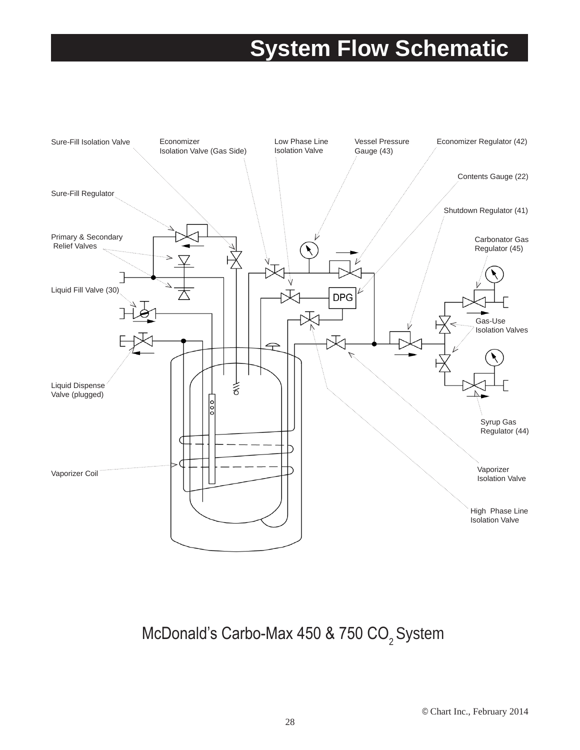# System Flow Schematic

Sure-Fill Isolation Valve

Economizer
Isolation Valve (Gas Side)

Low Phase Line
Isolation Valve

Vessel Pressure
Gauge (43)

Economizer Regulator (42)

Contents Gauge (22)

Sure-Fill Regulator

Shutdown Regulator (41)

Primary & Secondary
Relief Valves

Carbonator Gas
Regulator (45)

Liquid Fill Valve (30)

DPG

Gas-Use
Isolation Valves

Liquid Dispense
Valve (plugged)

Syrup Gas
Regulator (44)

Vaporizer Coil

Vaporizer
Isolation Valve

High Phase Line
Isolation Valve

McDonald's Carbo-Max 450 & 750 $CO_2$ System

© Chart Inc., February 2014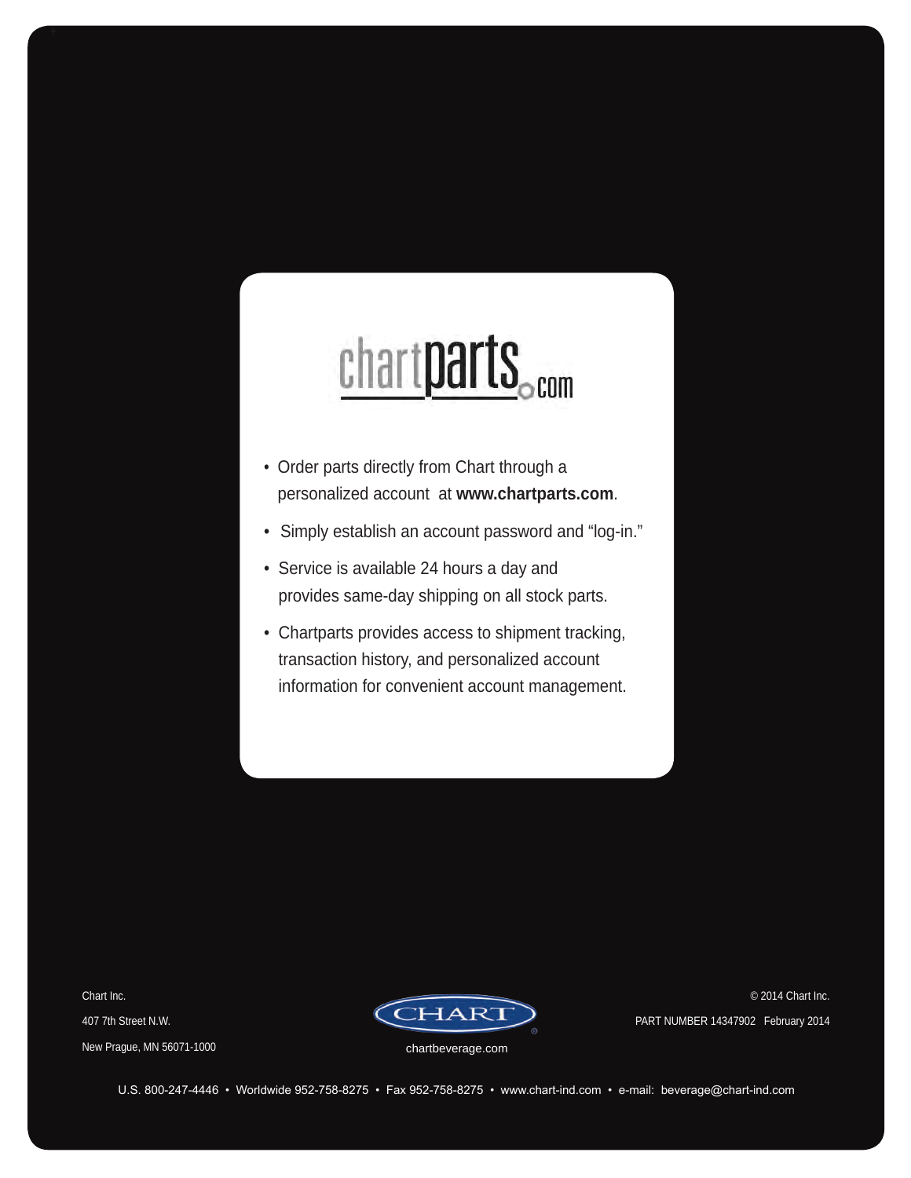chartparts.com

- Order parts directly from Chart through a personalized account at **www.chartparts.com**.
- Simply establish an account password and "log-in."
- Service is available 24 hours a day and provides same-day shipping on all stock parts.
- Chartparts provides access to shipment tracking, transaction history, and personalized account information for convenient account management.

Chart Inc.
407 7th Street N.W.
New Prague, MN 56071-1000

CHART®
chartbeverage.com

© 2014 Chart Inc.
PART NUMBER 14347902 February 2014

U.S. 800-247-4446 • Worldwide 952-758-8275 • Fax 952-758-8275 • www.chart-ind.com • e-mail: beverage@chart-ind.com